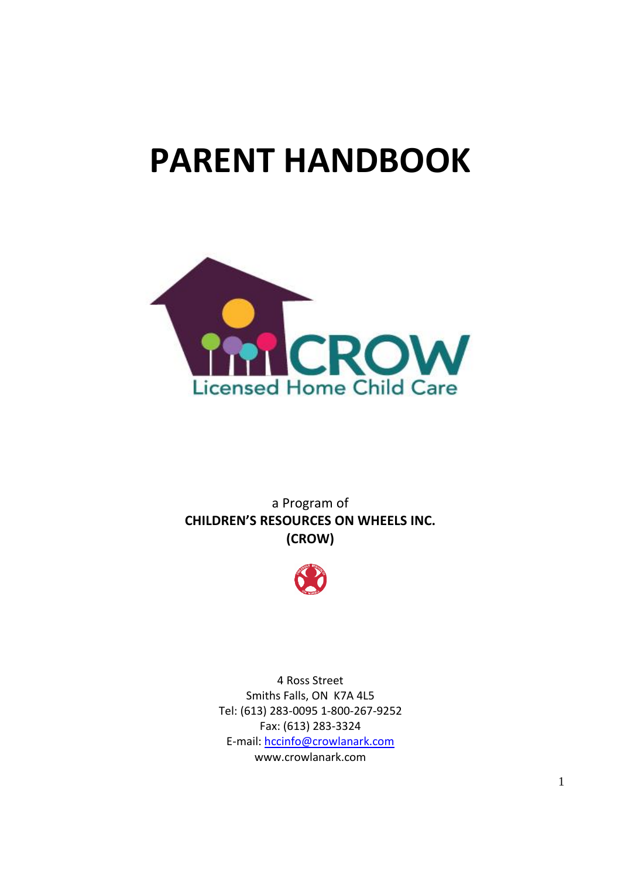# PARENT HANDBOOK

CROW

Licensed Home Child Care

a Program of
**CHILDREN'S RESOURCES ON WHEELS INC.**
**(CROW)**

4 Ross Street
Smiths Falls, ON K7A 4L5
Tel: (613) 283-0095 1-800-267-9252
Fax: (613) 283-3324
E-mail: hccinfo@crowlanark.com
www.crowlanark.com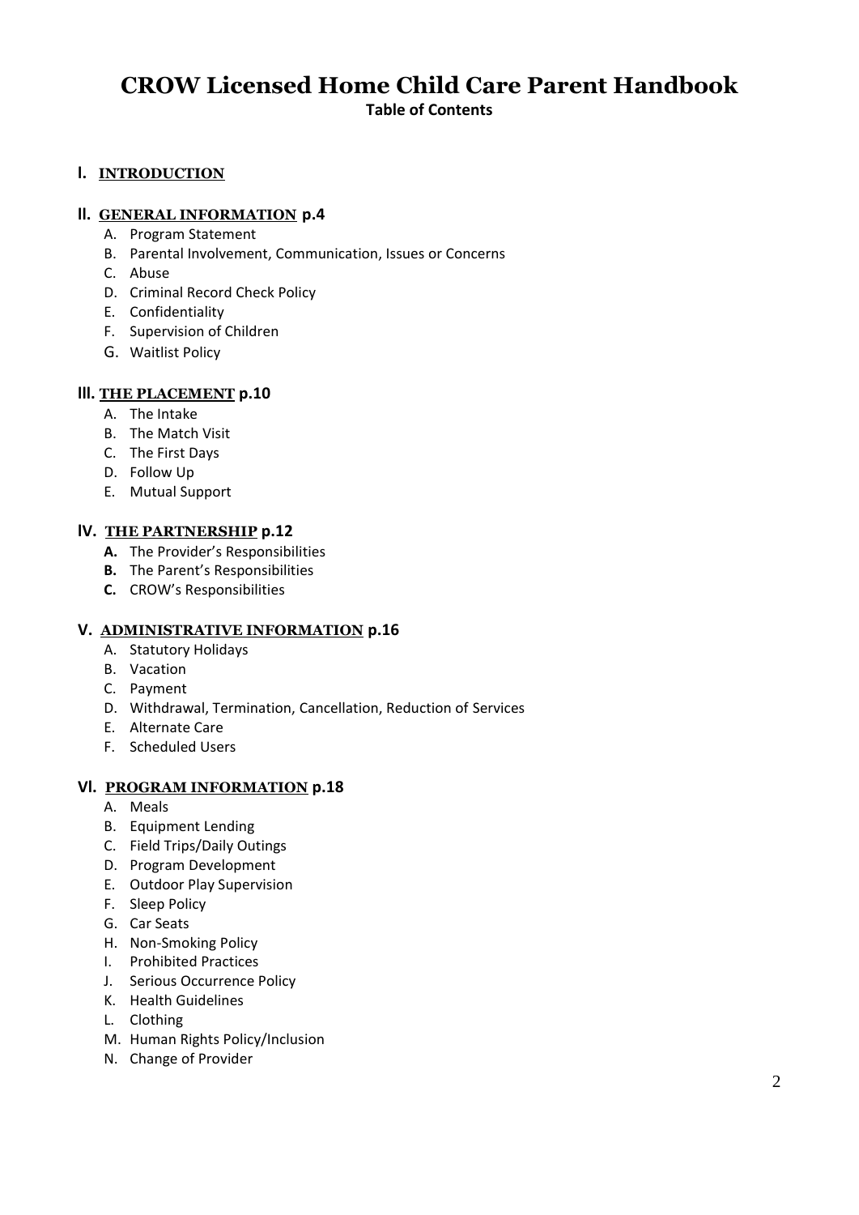# CROW Licensed Home Child Care Parent Handbook

**Table of Contents**

## I. INTRODUCTION

## II. GENERAL INFORMATION p.4

A. Program Statement
B. Parental Involvement, Communication, Issues or Concerns
C. Abuse
D. Criminal Record Check Policy
E. Confidentiality
F. Supervision of Children
G. Waitlist Policy

## III. THE PLACEMENT p.10

A. The Intake
B. The Match Visit
C. The First Days
D. Follow Up
E. Mutual Support

## IV. THE PARTNERSHIP p.12

**A.** The Provider's Responsibilities
**B.** The Parent's Responsibilities
**C.** CROW's Responsibilities

## V. ADMINISTRATIVE INFORMATION p.16

A. Statutory Holidays
B. Vacation
C. Payment
D. Withdrawal, Termination, Cancellation, Reduction of Services
E. Alternate Care
F. Scheduled Users

## VI. PROGRAM INFORMATION p.18

A. Meals
B. Equipment Lending
C. Field Trips/Daily Outings
D. Program Development
E. Outdoor Play Supervision
F. Sleep Policy
G. Car Seats
H. Non-Smoking Policy
I. Prohibited Practices
J. Serious Occurrence Policy
K. Health Guidelines
L. Clothing
M. Human Rights Policy/Inclusion
N. Change of Provider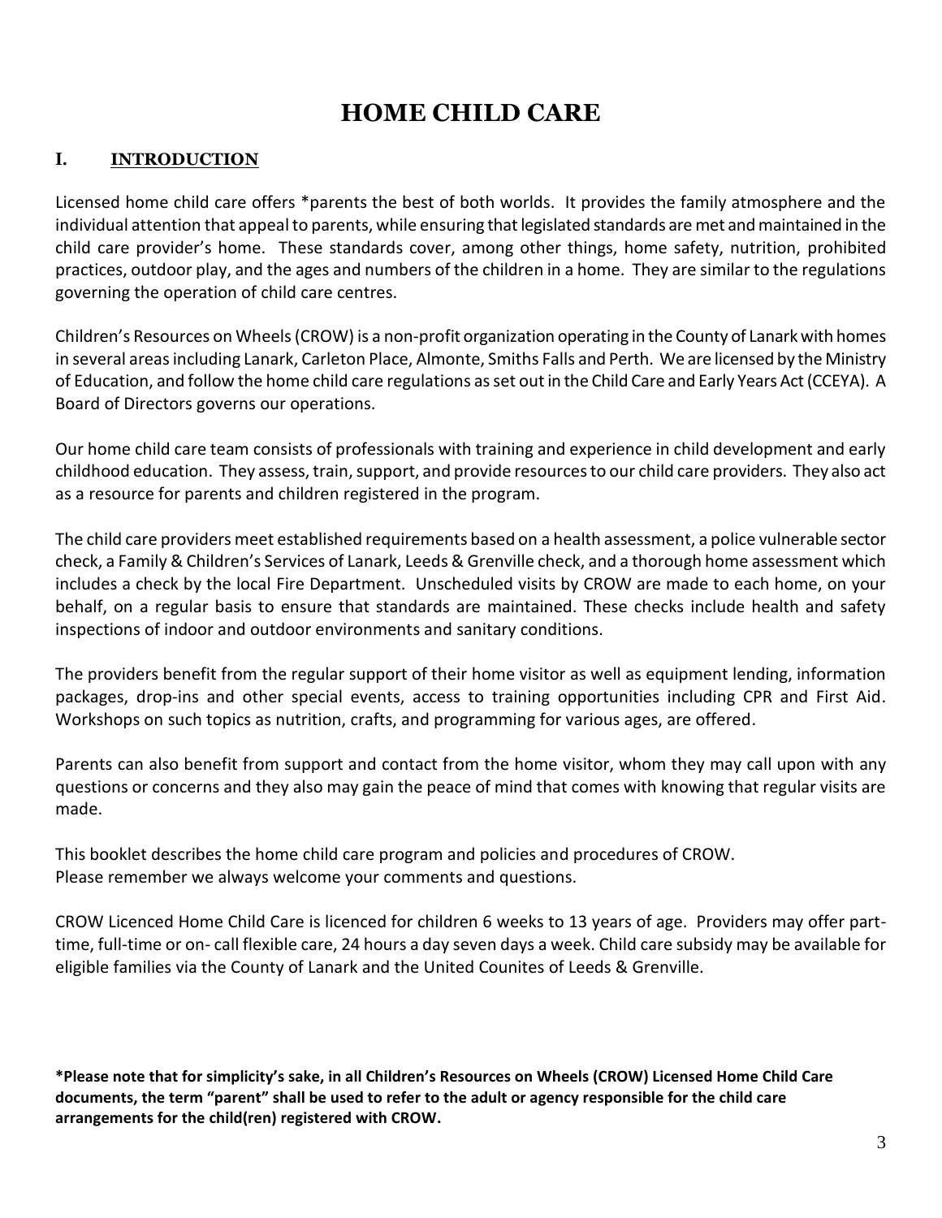# HOME CHILD CARE

## I. INTRODUCTION

Licensed home child care offers *parents the best of both worlds. It provides the family atmosphere and the individual attention that appeal to parents, while ensuring that legislated standards are met and maintained in the child care provider's home. These standards cover, among other things, home safety, nutrition, prohibited practices, outdoor play, and the ages and numbers of the children in a home. They are similar to the regulations governing the operation of child care centres.

Children's Resources on Wheels (CROW) is a non-profit organization operating in the County of Lanark with homes in several areas including Lanark, Carleton Place, Almonte, Smiths Falls and Perth. We are licensed by the Ministry of Education, and follow the home child care regulations as set out in the Child Care and Early Years Act (CCEYA). A Board of Directors governs our operations.

Our home child care team consists of professionals with training and experience in child development and early childhood education. They assess, train, support, and provide resources to our child care providers. They also act as a resource for parents and children registered in the program.

The child care providers meet established requirements based on a health assessment, a police vulnerable sector check, a Family & Children's Services of Lanark, Leeds & Grenville check, and a thorough home assessment which includes a check by the local Fire Department. Unscheduled visits by CROW are made to each home, on your behalf, on a regular basis to ensure that standards are maintained. These checks include health and safety inspections of indoor and outdoor environments and sanitary conditions.

The providers benefit from the regular support of their home visitor as well as equipment lending, information packages, drop-ins and other special events, access to training opportunities including CPR and First Aid. Workshops on such topics as nutrition, crafts, and programming for various ages, are offered.

Parents can also benefit from support and contact from the home visitor, whom they may call upon with any questions or concerns and they also may gain the peace of mind that comes with knowing that regular visits are made.

This booklet describes the home child care program and policies and procedures of CROW.
Please remember we always welcome your comments and questions.

CROW Licenced Home Child Care is licenced for children 6 weeks to 13 years of age. Providers may offer part-time, full-time or on- call flexible care, 24 hours a day seven days a week. Child care subsidy may be available for eligible families via the County of Lanark and the United Counites of Leeds & Grenville.

**\*Please note that for simplicity's sake, in all Children's Resources on Wheels (CROW) Licensed Home Child Care documents, the term "parent" shall be used to refer to the adult or agency responsible for the child care arrangements for the child(ren) registered with CROW.**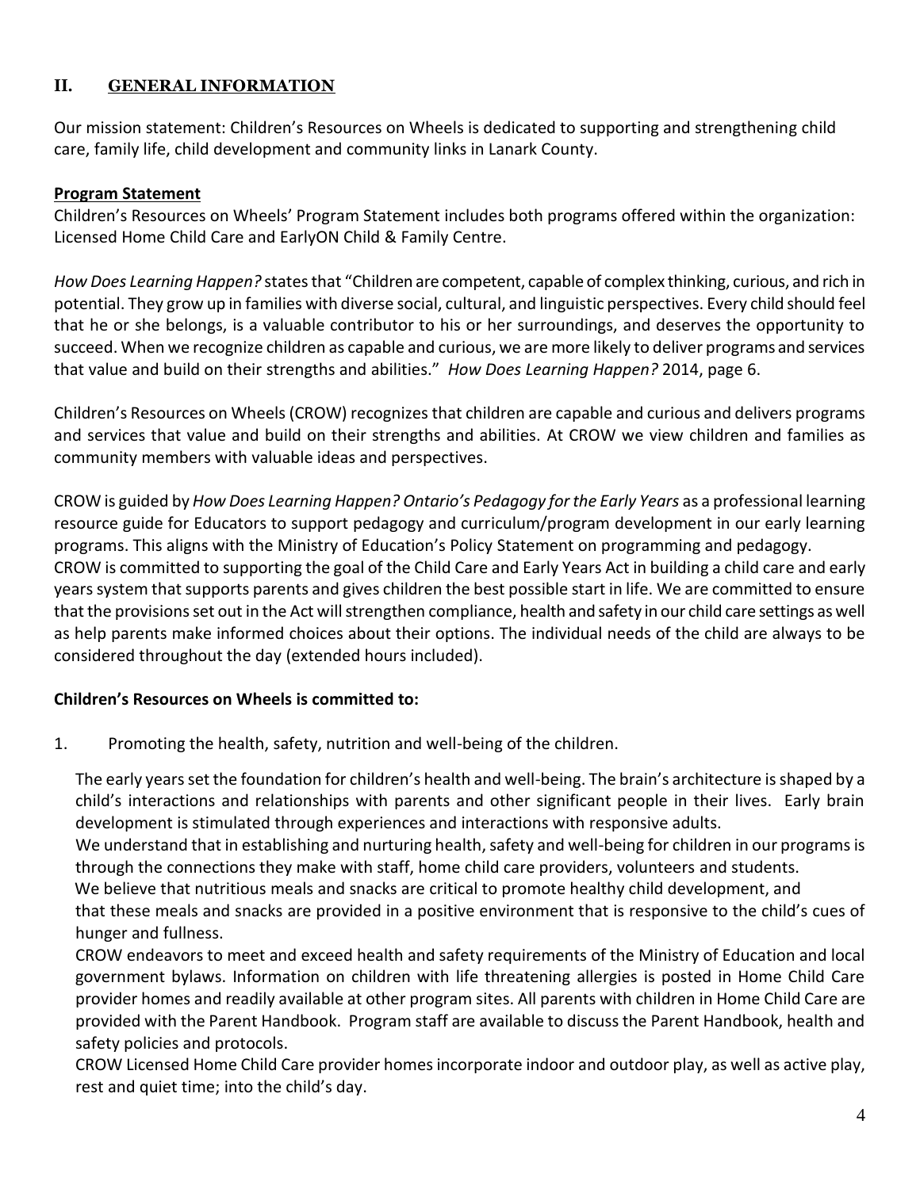## II. GENERAL INFORMATION

Our mission statement: Children's Resources on Wheels is dedicated to supporting and strengthening child care, family life, child development and community links in Lanark County.

**Program Statement**

Children's Resources on Wheels' Program Statement includes both programs offered within the organization: Licensed Home Child Care and EarlyON Child & Family Centre.

*How Does Learning Happen?* states that "Children are competent, capable of complex thinking, curious, and rich in potential. They grow up in families with diverse social, cultural, and linguistic perspectives. Every child should feel that he or she belongs, is a valuable contributor to his or her surroundings, and deserves the opportunity to succeed. When we recognize children as capable and curious, we are more likely to deliver programs and services that value and build on their strengths and abilities." *How Does Learning Happen?* 2014, page 6.

Children's Resources on Wheels (CROW) recognizes that children are capable and curious and delivers programs and services that value and build on their strengths and abilities. At CROW we view children and families as community members with valuable ideas and perspectives.

CROW is guided by *How Does Learning Happen? Ontario's Pedagogy for the Early Years* as a professional learning resource guide for Educators to support pedagogy and curriculum/program development in our early learning programs. This aligns with the Ministry of Education's Policy Statement on programming and pedagogy.
CROW is committed to supporting the goal of the Child Care and Early Years Act in building a child care and early years system that supports parents and gives children the best possible start in life. We are committed to ensure that the provisions set out in the Act will strengthen compliance, health and safety in our child care settings as well as help parents make informed choices about their options. The individual needs of the child are always to be considered throughout the day (extended hours included).

**Children's Resources on Wheels is committed to:**

1. Promoting the health, safety, nutrition and well-being of the children.

   The early years set the foundation for children's health and well-being. The brain's architecture is shaped by a child's interactions and relationships with parents and other significant people in their lives. Early brain development is stimulated through experiences and interactions with responsive adults.
   We understand that in establishing and nurturing health, safety and well-being for children in our programs is through the connections they make with staff, home child care providers, volunteers and students.
   We believe that nutritious meals and snacks are critical to promote healthy child development, and that these meals and snacks are provided in a positive environment that is responsive to the child's cues of hunger and fullness.
   CROW endeavors to meet and exceed health and safety requirements of the Ministry of Education and local government bylaws. Information on children with life threatening allergies is posted in Home Child Care provider homes and readily available at other program sites. All parents with children in Home Child Care are provided with the Parent Handbook. Program staff are available to discuss the Parent Handbook, health and safety policies and protocols.
   CROW Licensed Home Child Care provider homes incorporate indoor and outdoor play, as well as active play, rest and quiet time; into the child's day.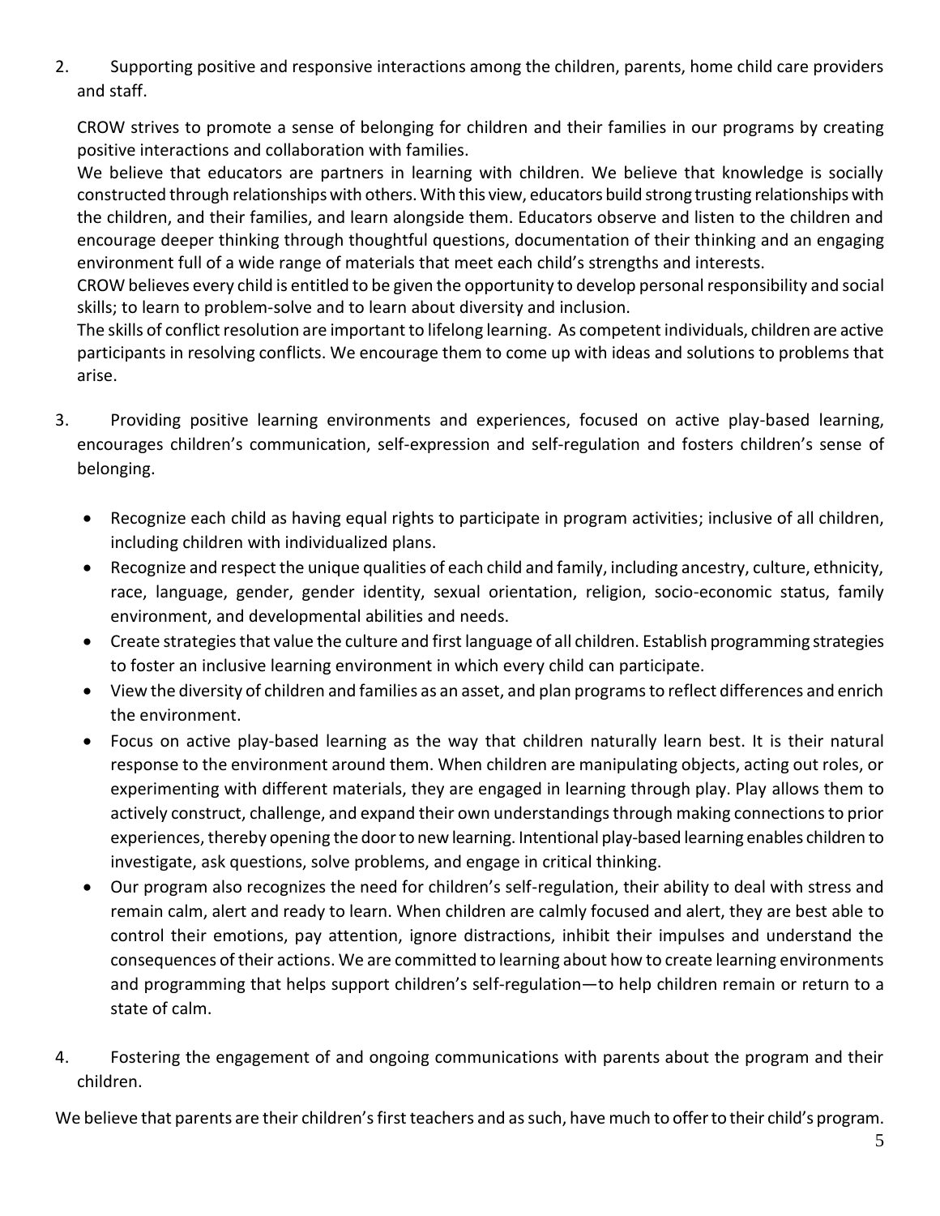2. Supporting positive and responsive interactions among the children, parents, home child care providers and staff.

   CROW strives to promote a sense of belonging for children and their families in our programs by creating positive interactions and collaboration with families.

   We believe that educators are partners in learning with children. We believe that knowledge is socially constructed through relationships with others. With this view, educators build strong trusting relationships with the children, and their families, and learn alongside them. Educators observe and listen to the children and encourage deeper thinking through thoughtful questions, documentation of their thinking and an engaging environment full of a wide range of materials that meet each child's strengths and interests.

   CROW believes every child is entitled to be given the opportunity to develop personal responsibility and social skills; to learn to problem-solve and to learn about diversity and inclusion.

   The skills of conflict resolution are important to lifelong learning. As competent individuals, children are active participants in resolving conflicts. We encourage them to come up with ideas and solutions to problems that arise.

3. Providing positive learning environments and experiences, focused on active play-based learning, encourages children's communication, self-expression and self-regulation and fosters children's sense of belonging.

   - Recognize each child as having equal rights to participate in program activities; inclusive of all children, including children with individualized plans.
   - Recognize and respect the unique qualities of each child and family, including ancestry, culture, ethnicity, race, language, gender, gender identity, sexual orientation, religion, socio-economic status, family environment, and developmental abilities and needs.
   - Create strategies that value the culture and first language of all children. Establish programming strategies to foster an inclusive learning environment in which every child can participate.
   - View the diversity of children and families as an asset, and plan programs to reflect differences and enrich the environment.
   - Focus on active play-based learning as the way that children naturally learn best. It is their natural response to the environment around them. When children are manipulating objects, acting out roles, or experimenting with different materials, they are engaged in learning through play. Play allows them to actively construct, challenge, and expand their own understandings through making connections to prior experiences, thereby opening the door to new learning. Intentional play-based learning enables children to investigate, ask questions, solve problems, and engage in critical thinking.
   - Our program also recognizes the need for children's self-regulation, their ability to deal with stress and remain calm, alert and ready to learn. When children are calmly focused and alert, they are best able to control their emotions, pay attention, ignore distractions, inhibit their impulses and understand the consequences of their actions. We are committed to learning about how to create learning environments and programming that helps support children's self-regulation—to help children remain or return to a state of calm.

4. Fostering the engagement of and ongoing communications with parents about the program and their children.

We believe that parents are their children's first teachers and as such, have much to offer to their child's program.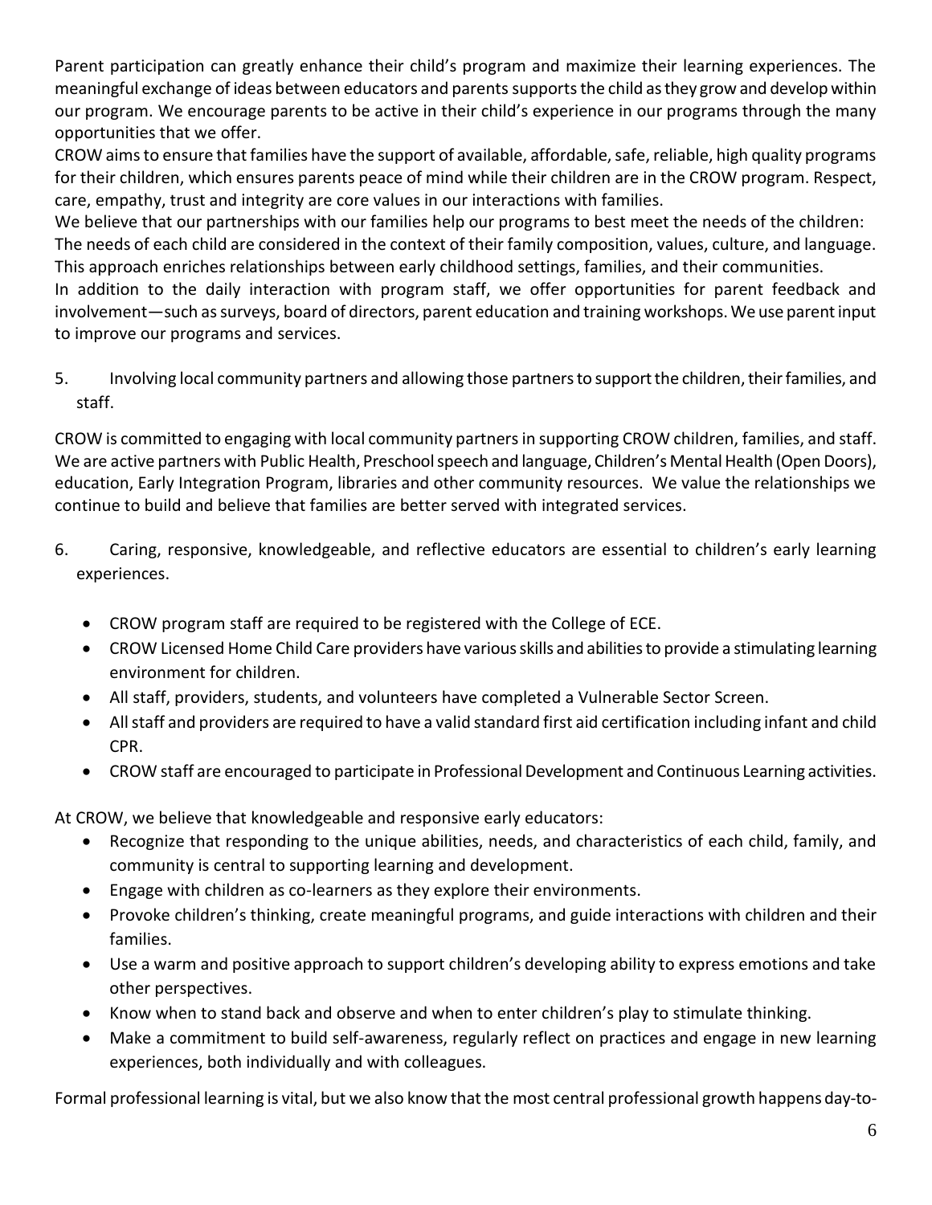Parent participation can greatly enhance their child's program and maximize their learning experiences. The meaningful exchange of ideas between educators and parents supports the child as they grow and develop within our program. We encourage parents to be active in their child's experience in our programs through the many opportunities that we offer.

CROW aims to ensure that families have the support of available, affordable, safe, reliable, high quality programs for their children, which ensures parents peace of mind while their children are in the CROW program. Respect, care, empathy, trust and integrity are core values in our interactions with families.

We believe that our partnerships with our families help our programs to best meet the needs of the children: The needs of each child are considered in the context of their family composition, values, culture, and language. This approach enriches relationships between early childhood settings, families, and their communities.

In addition to the daily interaction with program staff, we offer opportunities for parent feedback and involvement—such as surveys, board of directors, parent education and training workshops. We use parent input to improve our programs and services.

5. Involving local community partners and allowing those partners to support the children, their families, and staff.

CROW is committed to engaging with local community partners in supporting CROW children, families, and staff. We are active partners with Public Health, Preschool speech and language, Children's Mental Health (Open Doors), education, Early Integration Program, libraries and other community resources. We value the relationships we continue to build and believe that families are better served with integrated services.

6. Caring, responsive, knowledgeable, and reflective educators are essential to children's early learning experiences.

- CROW program staff are required to be registered with the College of ECE.
- CROW Licensed Home Child Care providers have various skills and abilities to provide a stimulating learning environment for children.
- All staff, providers, students, and volunteers have completed a Vulnerable Sector Screen.
- All staff and providers are required to have a valid standard first aid certification including infant and child CPR.
- CROW staff are encouraged to participate in Professional Development and Continuous Learning activities.

At CROW, we believe that knowledgeable and responsive early educators:

- Recognize that responding to the unique abilities, needs, and characteristics of each child, family, and community is central to supporting learning and development.
- Engage with children as co-learners as they explore their environments.
- Provoke children's thinking, create meaningful programs, and guide interactions with children and their families.
- Use a warm and positive approach to support children's developing ability to express emotions and take other perspectives.
- Know when to stand back and observe and when to enter children's play to stimulate thinking.
- Make a commitment to build self-awareness, regularly reflect on practices and engage in new learning experiences, both individually and with colleagues.

Formal professional learning is vital, but we also know that the most central professional growth happens day-to-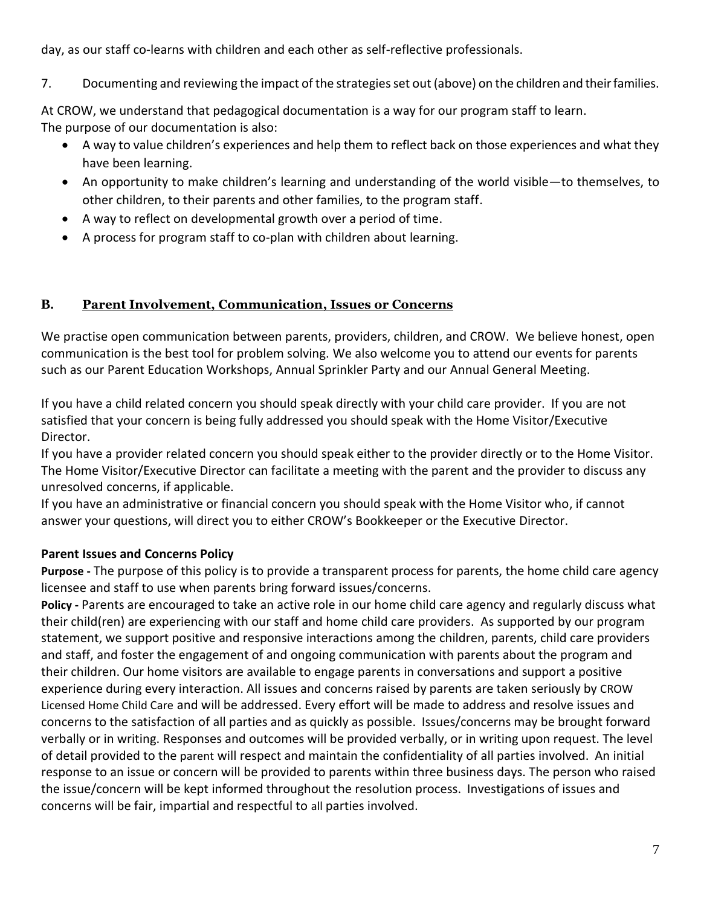day, as our staff co-learns with children and each other as self-reflective professionals.

7. Documenting and reviewing the impact of the strategies set out (above) on the children and their families.

At CROW, we understand that pedagogical documentation is a way for our program staff to learn.
The purpose of our documentation is also:

- A way to value children's experiences and help them to reflect back on those experiences and what they have been learning.
- An opportunity to make children's learning and understanding of the world visible—to themselves, to other children, to their parents and other families, to the program staff.
- A way to reflect on developmental growth over a period of time.
- A process for program staff to co-plan with children about learning.

## B. Parent Involvement, Communication, Issues or Concerns

We practise open communication between parents, providers, children, and CROW. We believe honest, open communication is the best tool for problem solving. We also welcome you to attend our events for parents such as our Parent Education Workshops, Annual Sprinkler Party and our Annual General Meeting.

If you have a child related concern you should speak directly with your child care provider. If you are not satisfied that your concern is being fully addressed you should speak with the Home Visitor/Executive Director.
If you have a provider related concern you should speak either to the provider directly or to the Home Visitor. The Home Visitor/Executive Director can facilitate a meeting with the parent and the provider to discuss any unresolved concerns, if applicable.
If you have an administrative or financial concern you should speak with the Home Visitor who, if cannot answer your questions, will direct you to either CROW's Bookkeeper or the Executive Director.

### Parent Issues and Concerns Policy

**Purpose -** The purpose of this policy is to provide a transparent process for parents, the home child care agency licensee and staff to use when parents bring forward issues/concerns.
**Policy -** Parents are encouraged to take an active role in our home child care agency and regularly discuss what their child(ren) are experiencing with our staff and home child care providers. As supported by our program statement, we support positive and responsive interactions among the children, parents, child care providers and staff, and foster the engagement of and ongoing communication with parents about the program and their children. Our home visitors are available to engage parents in conversations and support a positive experience during every interaction. All issues and concerns raised by parents are taken seriously by CROW Licensed Home Child Care and will be addressed. Every effort will be made to address and resolve issues and concerns to the satisfaction of all parties and as quickly as possible. Issues/concerns may be brought forward verbally or in writing. Responses and outcomes will be provided verbally, or in writing upon request. The level of detail provided to the parent will respect and maintain the confidentiality of all parties involved. An initial response to an issue or concern will be provided to parents within three business days. The person who raised the issue/concern will be kept informed throughout the resolution process. Investigations of issues and concerns will be fair, impartial and respectful to all parties involved.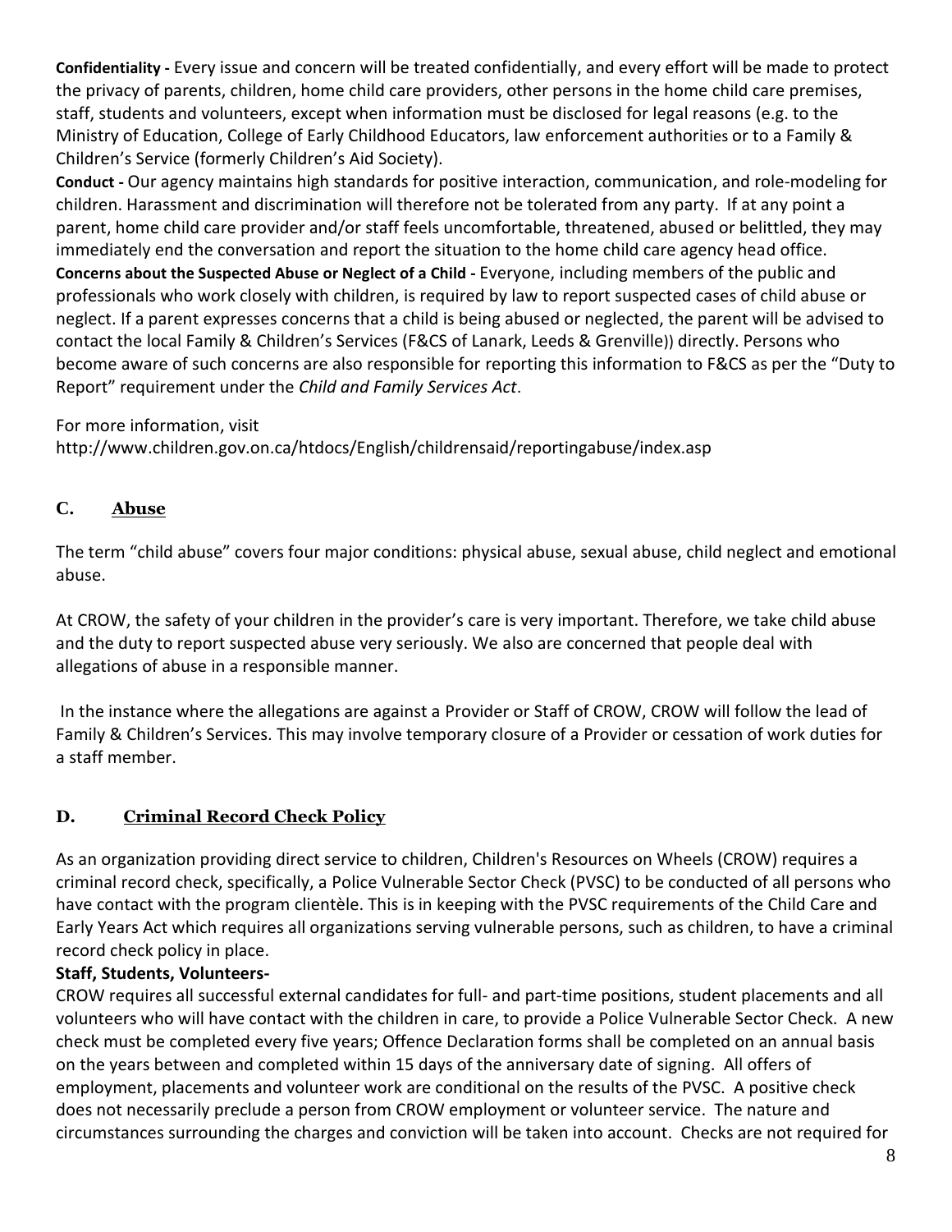**Confidentiality -** Every issue and concern will be treated confidentially, and every effort will be made to protect the privacy of parents, children, home child care providers, other persons in the home child care premises, staff, students and volunteers, except when information must be disclosed for legal reasons (e.g. to the Ministry of Education, College of Early Childhood Educators, law enforcement authorities or to a Family & Children's Service (formerly Children's Aid Society).

**Conduct -** Our agency maintains high standards for positive interaction, communication, and role-modeling for children. Harassment and discrimination will therefore not be tolerated from any party. If at any point a parent, home child care provider and/or staff feels uncomfortable, threatened, abused or belittled, they may immediately end the conversation and report the situation to the home child care agency head office.

**Concerns about the Suspected Abuse or Neglect of a Child -** Everyone, including members of the public and professionals who work closely with children, is required by law to report suspected cases of child abuse or neglect. If a parent expresses concerns that a child is being abused or neglected, the parent will be advised to contact the local Family & Children's Services (F&CS of Lanark, Leeds & Grenville)) directly. Persons who become aware of such concerns are also responsible for reporting this information to F&CS as per the "Duty to Report" requirement under the *Child and Family Services Act*.

For more information, visit
http://www.children.gov.on.ca/htdocs/English/childrensaid/reportingabuse/index.asp

## C. Abuse

The term "child abuse" covers four major conditions: physical abuse, sexual abuse, child neglect and emotional abuse.

At CROW, the safety of your children in the provider's care is very important. Therefore, we take child abuse and the duty to report suspected abuse very seriously. We also are concerned that people deal with allegations of abuse in a responsible manner.

In the instance where the allegations are against a Provider or Staff of CROW, CROW will follow the lead of Family & Children's Services. This may involve temporary closure of a Provider or cessation of work duties for a staff member.

## D. Criminal Record Check Policy

As an organization providing direct service to children, Children's Resources on Wheels (CROW) requires a criminal record check, specifically, a Police Vulnerable Sector Check (PVSC) to be conducted of all persons who have contact with the program clientèle. This is in keeping with the PVSC requirements of the Child Care and Early Years Act which requires all organizations serving vulnerable persons, such as children, to have a criminal record check policy in place.

**Staff, Students, Volunteers-**

CROW requires all successful external candidates for full- and part-time positions, student placements and all volunteers who will have contact with the children in care, to provide a Police Vulnerable Sector Check. A new check must be completed every five years; Offence Declaration forms shall be completed on an annual basis on the years between and completed within 15 days of the anniversary date of signing. All offers of employment, placements and volunteer work are conditional on the results of the PVSC. A positive check does not necessarily preclude a person from CROW employment or volunteer service. The nature and circumstances surrounding the charges and conviction will be taken into account. Checks are not required for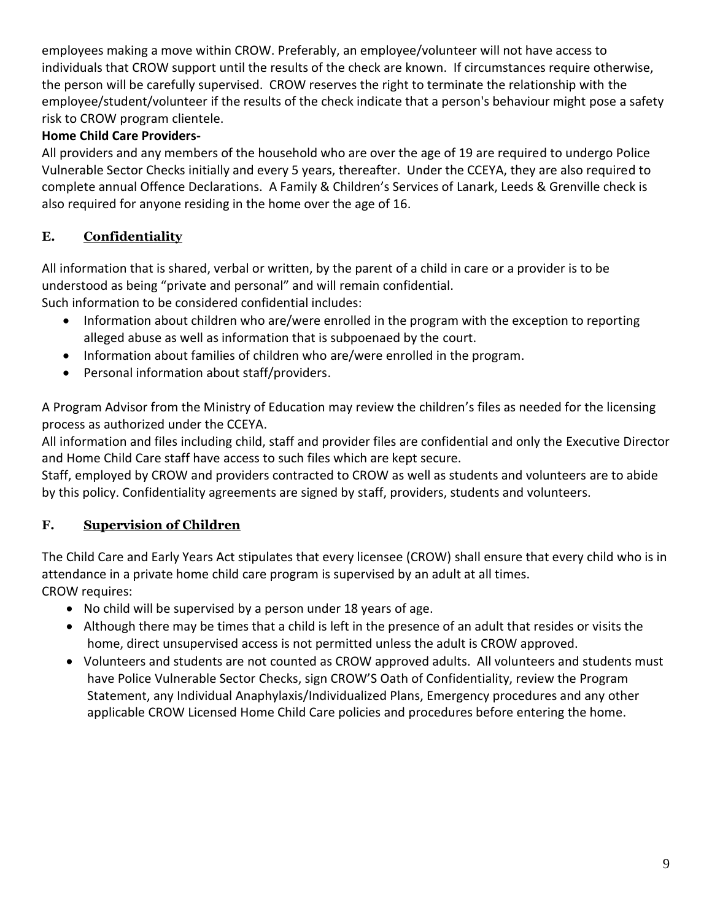employees making a move within CROW. Preferably, an employee/volunteer will not have access to individuals that CROW support until the results of the check are known. If circumstances require otherwise, the person will be carefully supervised. CROW reserves the right to terminate the relationship with the employee/student/volunteer if the results of the check indicate that a person's behaviour might pose a safety risk to CROW program clientele.

**Home Child Care Providers-**

All providers and any members of the household who are over the age of 19 are required to undergo Police Vulnerable Sector Checks initially and every 5 years, thereafter. Under the CCEYA, they are also required to complete annual Offence Declarations. A Family & Children's Services of Lanark, Leeds & Grenville check is also required for anyone residing in the home over the age of 16.

## E. Confidentiality

All information that is shared, verbal or written, by the parent of a child in care or a provider is to be understood as being "private and personal" and will remain confidential.
Such information to be considered confidential includes:

- Information about children who are/were enrolled in the program with the exception to reporting alleged abuse as well as information that is subpoenaed by the court.
- Information about families of children who are/were enrolled in the program.
- Personal information about staff/providers.

A Program Advisor from the Ministry of Education may review the children's files as needed for the licensing process as authorized under the CCEYA.
All information and files including child, staff and provider files are confidential and only the Executive Director and Home Child Care staff have access to such files which are kept secure.
Staff, employed by CROW and providers contracted to CROW as well as students and volunteers are to abide by this policy. Confidentiality agreements are signed by staff, providers, students and volunteers.

## F. Supervision of Children

The Child Care and Early Years Act stipulates that every licensee (CROW) shall ensure that every child who is in attendance in a private home child care program is supervised by an adult at all times.
CROW requires:

- No child will be supervised by a person under 18 years of age.
- Although there may be times that a child is left in the presence of an adult that resides or visits the home, direct unsupervised access is not permitted unless the adult is CROW approved.
- Volunteers and students are not counted as CROW approved adults. All volunteers and students must have Police Vulnerable Sector Checks, sign CROW'S Oath of Confidentiality, review the Program Statement, any Individual Anaphylaxis/Individualized Plans, Emergency procedures and any other applicable CROW Licensed Home Child Care policies and procedures before entering the home.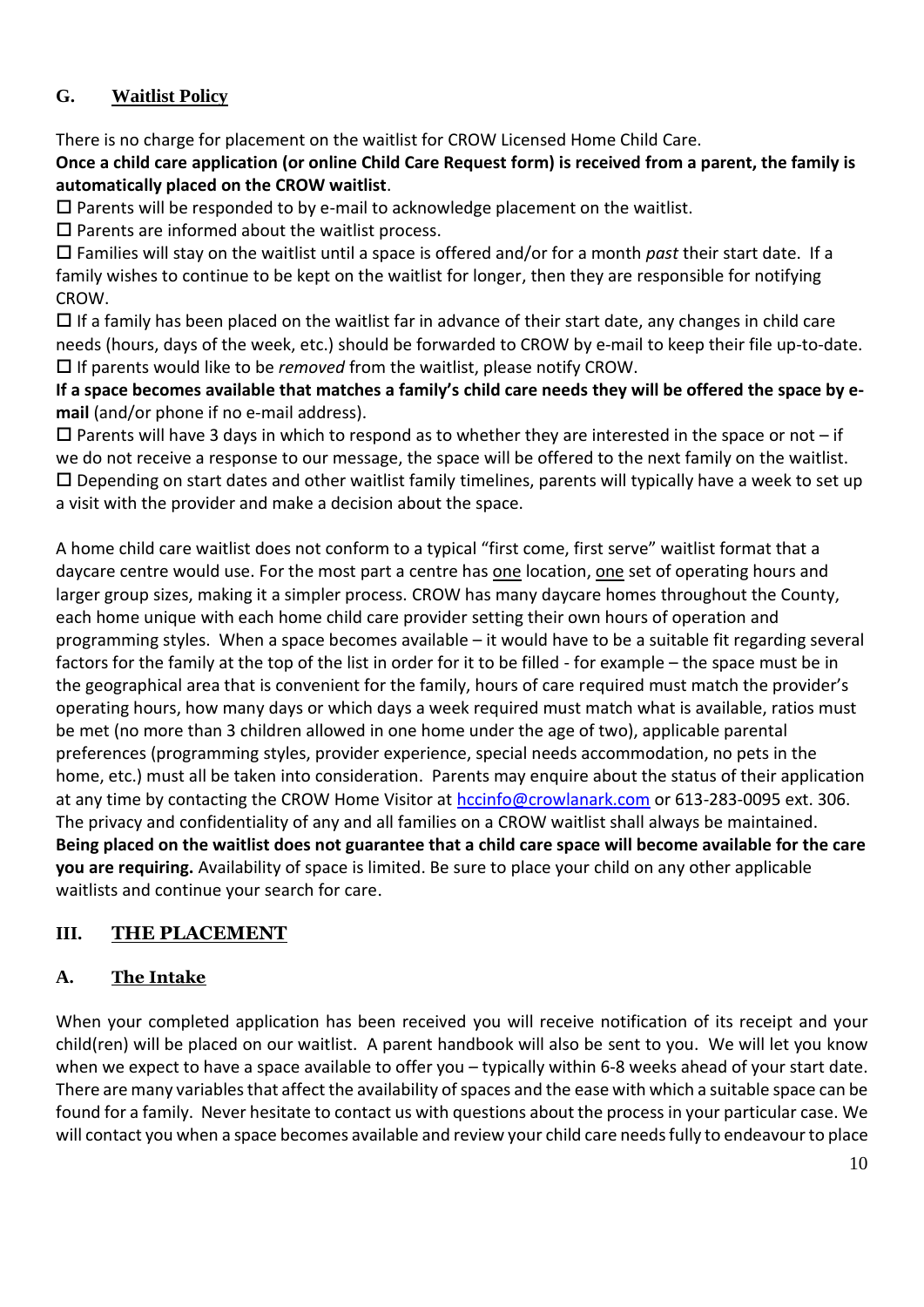## G. Waitlist Policy

There is no charge for placement on the waitlist for CROW Licensed Home Child Care.

**Once a child care application (or online Child Care Request form) is received from a parent, the family is automatically placed on the CROW waitlist**.

- Parents will be responded to by e-mail to acknowledge placement on the waitlist.
- Parents are informed about the waitlist process.
- Families will stay on the waitlist until a space is offered and/or for a month *past* their start date. If a family wishes to continue to be kept on the waitlist for longer, then they are responsible for notifying CROW.
- If a family has been placed on the waitlist far in advance of their start date, any changes in child care needs (hours, days of the week, etc.) should be forwarded to CROW by e-mail to keep their file up-to-date.
- If parents would like to be *removed* from the waitlist, please notify CROW.

**If a space becomes available that matches a family's child care needs they will be offered the space by e-mail** (and/or phone if no e-mail address).

- Parents will have 3 days in which to respond as to whether they are interested in the space or not – if we do not receive a response to our message, the space will be offered to the next family on the waitlist.
- Depending on start dates and other waitlist family timelines, parents will typically have a week to set up a visit with the provider and make a decision about the space.

A home child care waitlist does not conform to a typical "first come, first serve" waitlist format that a daycare centre would use. For the most part a centre has one location, one set of operating hours and larger group sizes, making it a simpler process. CROW has many daycare homes throughout the County, each home unique with each home child care provider setting their own hours of operation and programming styles. When a space becomes available – it would have to be a suitable fit regarding several factors for the family at the top of the list in order for it to be filled - for example – the space must be in the geographical area that is convenient for the family, hours of care required must match the provider's operating hours, how many days or which days a week required must match what is available, ratios must be met (no more than 3 children allowed in one home under the age of two), applicable parental preferences (programming styles, provider experience, special needs accommodation, no pets in the home, etc.) must all be taken into consideration. Parents may enquire about the status of their application at any time by contacting the CROW Home Visitor at hccinfo@crowlanark.com or 613-283-0095 ext. 306. The privacy and confidentiality of any and all families on a CROW waitlist shall always be maintained. **Being placed on the waitlist does not guarantee that a child care space will become available for the care you are requiring.** Availability of space is limited. Be sure to place your child on any other applicable waitlists and continue your search for care.

# III. THE PLACEMENT

## A. The Intake

When your completed application has been received you will receive notification of its receipt and your child(ren) will be placed on our waitlist. A parent handbook will also be sent to you. We will let you know when we expect to have a space available to offer you – typically within 6-8 weeks ahead of your start date. There are many variables that affect the availability of spaces and the ease with which a suitable space can be found for a family. Never hesitate to contact us with questions about the process in your particular case. We will contact you when a space becomes available and review your child care needs fully to endeavour to place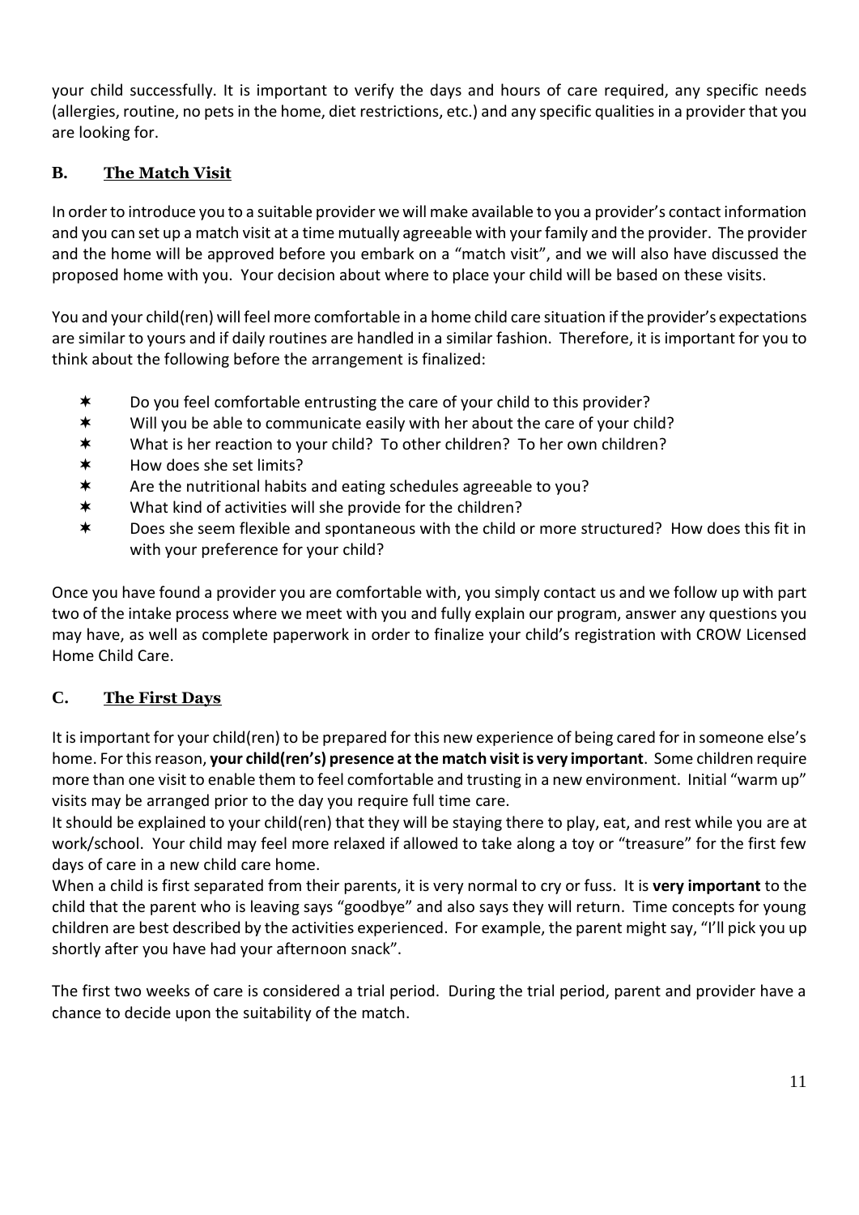your child successfully. It is important to verify the days and hours of care required, any specific needs (allergies, routine, no pets in the home, diet restrictions, etc.) and any specific qualities in a provider that you are looking for.

### B. The Match Visit

In order to introduce you to a suitable provider we will make available to you a provider's contact information and you can set up a match visit at a time mutually agreeable with your family and the provider. The provider and the home will be approved before you embark on a "match visit", and we will also have discussed the proposed home with you. Your decision about where to place your child will be based on these visits.

You and your child(ren) will feel more comfortable in a home child care situation if the provider's expectations are similar to yours and if daily routines are handled in a similar fashion. Therefore, it is important for you to think about the following before the arrangement is finalized:

- Do you feel comfortable entrusting the care of your child to this provider?
- Will you be able to communicate easily with her about the care of your child?
- What is her reaction to your child? To other children? To her own children?
- How does she set limits?
- Are the nutritional habits and eating schedules agreeable to you?
- What kind of activities will she provide for the children?
- Does she seem flexible and spontaneous with the child or more structured? How does this fit in with your preference for your child?

Once you have found a provider you are comfortable with, you simply contact us and we follow up with part two of the intake process where we meet with you and fully explain our program, answer any questions you may have, as well as complete paperwork in order to finalize your child's registration with CROW Licensed Home Child Care.

### C. The First Days

It is important for your child(ren) to be prepared for this new experience of being cared for in someone else's home. For this reason, **your child(ren's) presence at the match visit is very important**. Some children require more than one visit to enable them to feel comfortable and trusting in a new environment. Initial "warm up" visits may be arranged prior to the day you require full time care.

It should be explained to your child(ren) that they will be staying there to play, eat, and rest while you are at work/school. Your child may feel more relaxed if allowed to take along a toy or "treasure" for the first few days of care in a new child care home.

When a child is first separated from their parents, it is very normal to cry or fuss. It is **very important** to the child that the parent who is leaving says "goodbye" and also says they will return. Time concepts for young children are best described by the activities experienced. For example, the parent might say, "I'll pick you up shortly after you have had your afternoon snack".

The first two weeks of care is considered a trial period. During the trial period, parent and provider have a chance to decide upon the suitability of the match.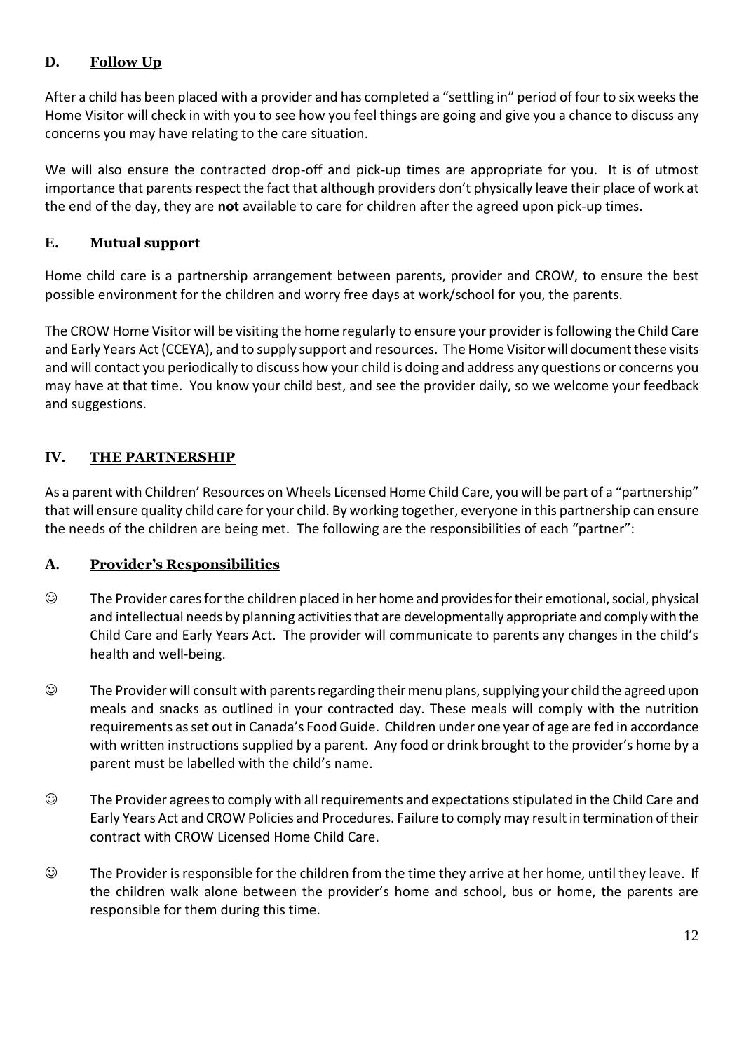### D. Follow Up

After a child has been placed with a provider and has completed a "settling in" period of four to six weeks the Home Visitor will check in with you to see how you feel things are going and give you a chance to discuss any concerns you may have relating to the care situation.

We will also ensure the contracted drop-off and pick-up times are appropriate for you. It is of utmost importance that parents respect the fact that although providers don't physically leave their place of work at the end of the day, they are **not** available to care for children after the agreed upon pick-up times.

### E. Mutual support

Home child care is a partnership arrangement between parents, provider and CROW, to ensure the best possible environment for the children and worry free days at work/school for you, the parents.

The CROW Home Visitor will be visiting the home regularly to ensure your provider is following the Child Care and Early Years Act (CCEYA), and to supply support and resources. The Home Visitor will document these visits and will contact you periodically to discuss how your child is doing and address any questions or concerns you may have at that time. You know your child best, and see the provider daily, so we welcome your feedback and suggestions.

## IV. THE PARTNERSHIP

As a parent with Children' Resources on Wheels Licensed Home Child Care, you will be part of a "partnership" that will ensure quality child care for your child. By working together, everyone in this partnership can ensure the needs of the children are being met. The following are the responsibilities of each "partner":

### A. Provider's Responsibilities

- ☺ The Provider cares for the children placed in her home and provides for their emotional, social, physical and intellectual needs by planning activities that are developmentally appropriate and comply with the Child Care and Early Years Act. The provider will communicate to parents any changes in the child's health and well-being.
- ☺ The Provider will consult with parents regarding their menu plans, supplying your child the agreed upon meals and snacks as outlined in your contracted day. These meals will comply with the nutrition requirements as set out in Canada's Food Guide. Children under one year of age are fed in accordance with written instructions supplied by a parent. Any food or drink brought to the provider's home by a parent must be labelled with the child's name.
- ☺ The Provider agrees to comply with all requirements and expectations stipulated in the Child Care and Early Years Act and CROW Policies and Procedures. Failure to comply may result in termination of their contract with CROW Licensed Home Child Care.
- ☺ The Provider is responsible for the children from the time they arrive at her home, until they leave. If the children walk alone between the provider's home and school, bus or home, the parents are responsible for them during this time.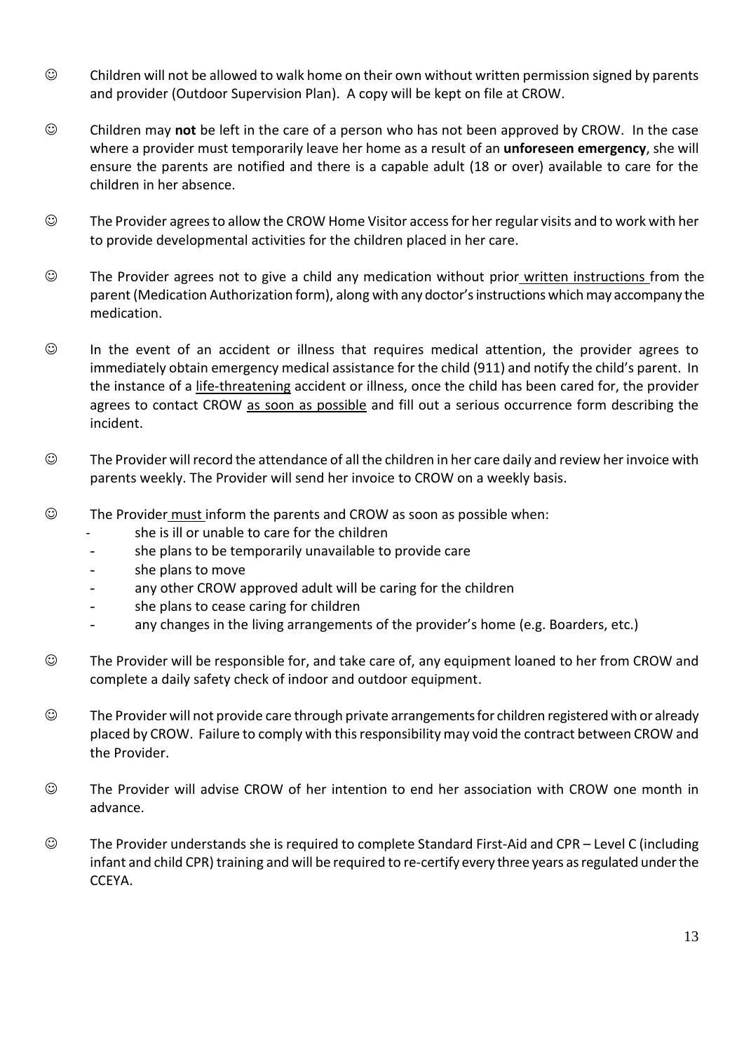- ☺ Children will not be allowed to walk home on their own without written permission signed by parents and provider (Outdoor Supervision Plan). A copy will be kept on file at CROW.

- ☺ Children may **not** be left in the care of a person who has not been approved by CROW. In the case where a provider must temporarily leave her home as a result of an **unforeseen emergency**, she will ensure the parents are notified and there is a capable adult (18 or over) available to care for the children in her absence.

- ☺ The Provider agrees to allow the CROW Home Visitor access for her regular visits and to work with her to provide developmental activities for the children placed in her care.

- ☺ The Provider agrees not to give a child any medication without prior written instructions from the parent (Medication Authorization form), along with any doctor's instructions which may accompany the medication.

- ☺ In the event of an accident or illness that requires medical attention, the provider agrees to immediately obtain emergency medical assistance for the child (911) and notify the child's parent. In the instance of a life-threatening accident or illness, once the child has been cared for, the provider agrees to contact CROW as soon as possible and fill out a serious occurrence form describing the incident.

- ☺ The Provider will record the attendance of all the children in her care daily and review her invoice with parents weekly. The Provider will send her invoice to CROW on a weekly basis.

- ☺ The Provider must inform the parents and CROW as soon as possible when:
  - she is ill or unable to care for the children
  - she plans to be temporarily unavailable to provide care
  - she plans to move
  - any other CROW approved adult will be caring for the children
  - she plans to cease caring for children
  - any changes in the living arrangements of the provider's home (e.g. Boarders, etc.)

- ☺ The Provider will be responsible for, and take care of, any equipment loaned to her from CROW and complete a daily safety check of indoor and outdoor equipment.

- ☺ The Provider will not provide care through private arrangements for children registered with or already placed by CROW. Failure to comply with this responsibility may void the contract between CROW and the Provider.

- ☺ The Provider will advise CROW of her intention to end her association with CROW one month in advance.

- ☺ The Provider understands she is required to complete Standard First-Aid and CPR – Level C (including infant and child CPR) training and will be required to re-certify every three years as regulated under the CCEYA.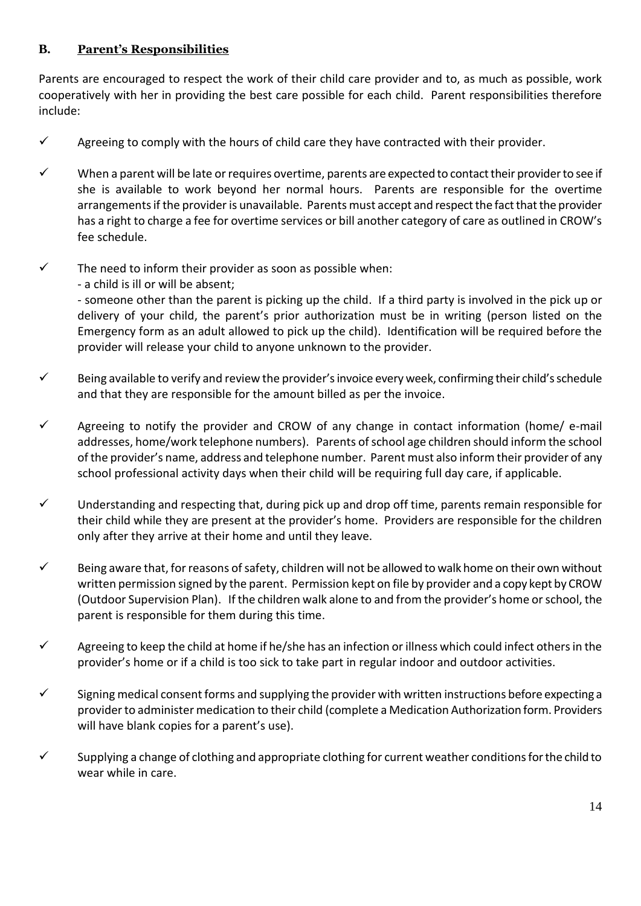### B. Parent's Responsibilities

Parents are encouraged to respect the work of their child care provider and to, as much as possible, work cooperatively with her in providing the best care possible for each child. Parent responsibilities therefore include:

- ✓ Agreeing to comply with the hours of child care they have contracted with their provider.
- ✓ When a parent will be late or requires overtime, parents are expected to contact their provider to see if she is available to work beyond her normal hours. Parents are responsible for the overtime arrangements if the provider is unavailable. Parents must accept and respect the fact that the provider has a right to charge a fee for overtime services or bill another category of care as outlined in CROW's fee schedule.
- ✓ The need to inform their provider as soon as possible when:
  - a child is ill or will be absent;
  - someone other than the parent is picking up the child. If a third party is involved in the pick up or delivery of your child, the parent's prior authorization must be in writing (person listed on the Emergency form as an adult allowed to pick up the child). Identification will be required before the provider will release your child to anyone unknown to the provider.
- ✓ Being available to verify and review the provider's invoice every week, confirming their child's schedule and that they are responsible for the amount billed as per the invoice.
- ✓ Agreeing to notify the provider and CROW of any change in contact information (home/ e-mail addresses, home/work telephone numbers). Parents of school age children should inform the school of the provider's name, address and telephone number. Parent must also inform their provider of any school professional activity days when their child will be requiring full day care, if applicable.
- ✓ Understanding and respecting that, during pick up and drop off time, parents remain responsible for their child while they are present at the provider's home. Providers are responsible for the children only after they arrive at their home and until they leave.
- ✓ Being aware that, for reasons of safety, children will not be allowed to walk home on their own without written permission signed by the parent. Permission kept on file by provider and a copy kept by CROW (Outdoor Supervision Plan). If the children walk alone to and from the provider's home or school, the parent is responsible for them during this time.
- ✓ Agreeing to keep the child at home if he/she has an infection or illness which could infect others in the provider's home or if a child is too sick to take part in regular indoor and outdoor activities.
- ✓ Signing medical consent forms and supplying the provider with written instructions before expecting a provider to administer medication to their child (complete a Medication Authorization form. Providers will have blank copies for a parent's use).
- ✓ Supplying a change of clothing and appropriate clothing for current weather conditions for the child to wear while in care.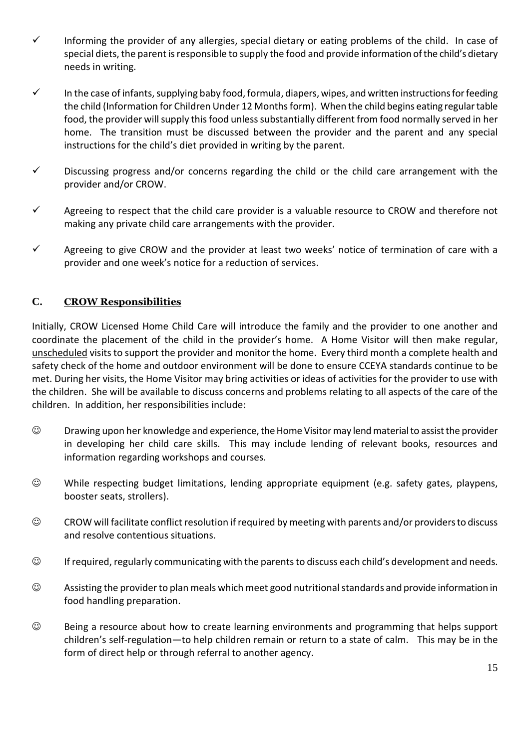- ✓ Informing the provider of any allergies, special dietary or eating problems of the child. In case of special diets, the parent is responsible to supply the food and provide information of the child's dietary needs in writing.

- ✓ In the case of infants, supplying baby food, formula, diapers, wipes, and written instructions for feeding the child (Information for Children Under 12 Months form). When the child begins eating regular table food, the provider will supply this food unless substantially different from food normally served in her home. The transition must be discussed between the provider and the parent and any special instructions for the child's diet provided in writing by the parent.

- ✓ Discussing progress and/or concerns regarding the child or the child care arrangement with the provider and/or CROW.

- ✓ Agreeing to respect that the child care provider is a valuable resource to CROW and therefore not making any private child care arrangements with the provider.

- ✓ Agreeing to give CROW and the provider at least two weeks' notice of termination of care with a provider and one week's notice for a reduction of services.

### C. <u>CROW Responsibilities</u>

Initially, CROW Licensed Home Child Care will introduce the family and the provider to one another and coordinate the placement of the child in the provider's home. A Home Visitor will then make regular, <u>unscheduled</u> visits to support the provider and monitor the home. Every third month a complete health and safety check of the home and outdoor environment will be done to ensure CCEYA standards continue to be met. During her visits, the Home Visitor may bring activities or ideas of activities for the provider to use with the children. She will be available to discuss concerns and problems relating to all aspects of the care of the children. In addition, her responsibilities include:

- ☺ Drawing upon her knowledge and experience, the Home Visitor may lend material to assist the provider in developing her child care skills. This may include lending of relevant books, resources and information regarding workshops and courses.

- ☺ While respecting budget limitations, lending appropriate equipment (e.g. safety gates, playpens, booster seats, strollers).

- ☺ CROW will facilitate conflict resolution if required by meeting with parents and/or providers to discuss and resolve contentious situations.

- ☺ If required, regularly communicating with the parents to discuss each child's development and needs.

- ☺ Assisting the provider to plan meals which meet good nutritional standards and provide information in food handling preparation.

- ☺ Being a resource about how to create learning environments and programming that helps support children's self-regulation—to help children remain or return to a state of calm. This may be in the form of direct help or through referral to another agency.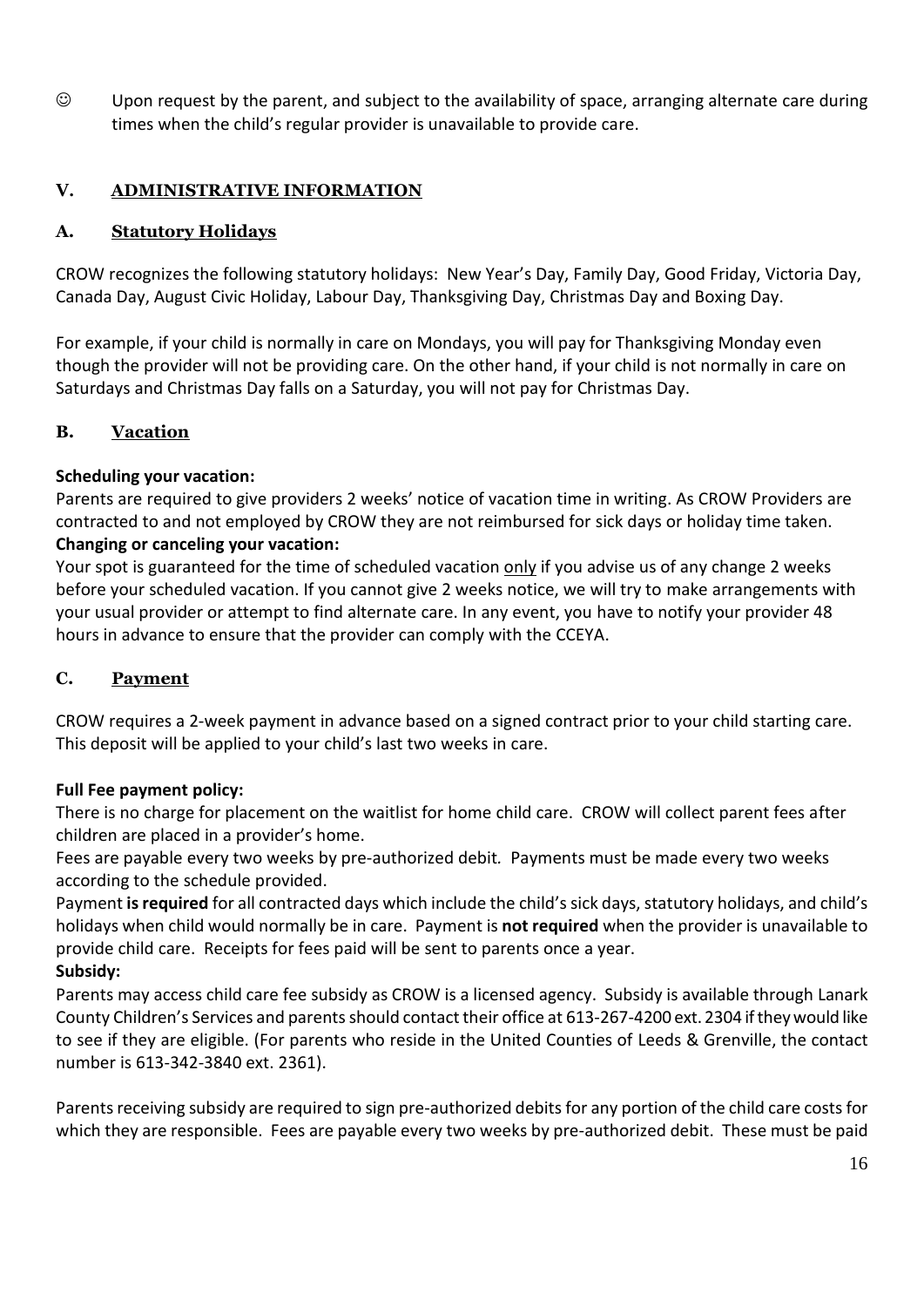☺ Upon request by the parent, and subject to the availability of space, arranging alternate care during times when the child's regular provider is unavailable to provide care.

## V. ADMINISTRATIVE INFORMATION

### A. Statutory Holidays

CROW recognizes the following statutory holidays: New Year's Day, Family Day, Good Friday, Victoria Day, Canada Day, August Civic Holiday, Labour Day, Thanksgiving Day, Christmas Day and Boxing Day.

For example, if your child is normally in care on Mondays, you will pay for Thanksgiving Monday even though the provider will not be providing care. On the other hand, if your child is not normally in care on Saturdays and Christmas Day falls on a Saturday, you will not pay for Christmas Day.

### B. Vacation

**Scheduling your vacation:**
Parents are required to give providers 2 weeks' notice of vacation time in writing. As CROW Providers are contracted to and not employed by CROW they are not reimbursed for sick days or holiday time taken.
**Changing or canceling your vacation:**
Your spot is guaranteed for the time of scheduled vacation <u>only</u> if you advise us of any change 2 weeks before your scheduled vacation. If you cannot give 2 weeks notice, we will try to make arrangements with your usual provider or attempt to find alternate care. In any event, you have to notify your provider 48 hours in advance to ensure that the provider can comply with the CCEYA.

### C. Payment

CROW requires a 2-week payment in advance based on a signed contract prior to your child starting care. This deposit will be applied to your child's last two weeks in care.

**Full Fee payment policy:**
There is no charge for placement on the waitlist for home child care. CROW will collect parent fees after children are placed in a provider's home.
Fees are payable every two weeks by pre-authorized debit. Payments must be made every two weeks according to the schedule provided.
Payment **is required** for all contracted days which include the child's sick days, statutory holidays, and child's holidays when child would normally be in care. Payment is **not required** when the provider is unavailable to provide child care. Receipts for fees paid will be sent to parents once a year.
**Subsidy:**
Parents may access child care fee subsidy as CROW is a licensed agency. Subsidy is available through Lanark County Children's Services and parents should contact their office at 613-267-4200 ext. 2304 if they would like to see if they are eligible. (For parents who reside in the United Counties of Leeds & Grenville, the contact number is 613-342-3840 ext. 2361).

Parents receiving subsidy are required to sign pre-authorized debits for any portion of the child care costs for which they are responsible. Fees are payable every two weeks by pre-authorized debit. These must be paid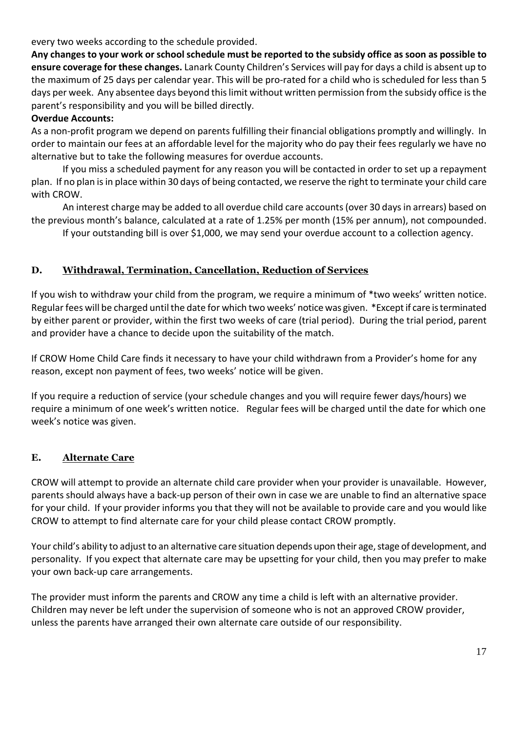every two weeks according to the schedule provided.

**Any changes to your work or school schedule must be reported to the subsidy office as soon as possible to ensure coverage for these changes.** Lanark County Children's Services will pay for days a child is absent up to the maximum of 25 days per calendar year. This will be pro-rated for a child who is scheduled for less than 5 days per week. Any absentee days beyond this limit without written permission from the subsidy office is the parent's responsibility and you will be billed directly.

**Overdue Accounts:**

As a non-profit program we depend on parents fulfilling their financial obligations promptly and willingly. In order to maintain our fees at an affordable level for the majority who do pay their fees regularly we have no alternative but to take the following measures for overdue accounts.

If you miss a scheduled payment for any reason you will be contacted in order to set up a repayment plan. If no plan is in place within 30 days of being contacted, we reserve the right to terminate your child care with CROW.

An interest charge may be added to all overdue child care accounts (over 30 days in arrears) based on the previous month's balance, calculated at a rate of 1.25% per month (15% per annum), not compounded.

If your outstanding bill is over $1,000, we may send your overdue account to a collection agency.

## D. Withdrawal, Termination, Cancellation, Reduction of Services

If you wish to withdraw your child from the program, we require a minimum of *two weeks' written notice. Regular fees will be charged until the date for which two weeks' notice was given. *Except if care is terminated by either parent or provider, within the first two weeks of care (trial period). During the trial period, parent and provider have a chance to decide upon the suitability of the match.

If CROW Home Child Care finds it necessary to have your child withdrawn from a Provider's home for any reason, except non payment of fees, two weeks' notice will be given.

If you require a reduction of service (your schedule changes and you will require fewer days/hours) we require a minimum of one week's written notice. Regular fees will be charged until the date for which one week's notice was given.

## E. Alternate Care

CROW will attempt to provide an alternate child care provider when your provider is unavailable. However, parents should always have a back-up person of their own in case we are unable to find an alternative space for your child. If your provider informs you that they will not be available to provide care and you would like CROW to attempt to find alternate care for your child please contact CROW promptly.

Your child's ability to adjust to an alternative care situation depends upon their age, stage of development, and personality. If you expect that alternate care may be upsetting for your child, then you may prefer to make your own back-up care arrangements.

The provider must inform the parents and CROW any time a child is left with an alternative provider. Children may never be left under the supervision of someone who is not an approved CROW provider, unless the parents have arranged their own alternate care outside of our responsibility.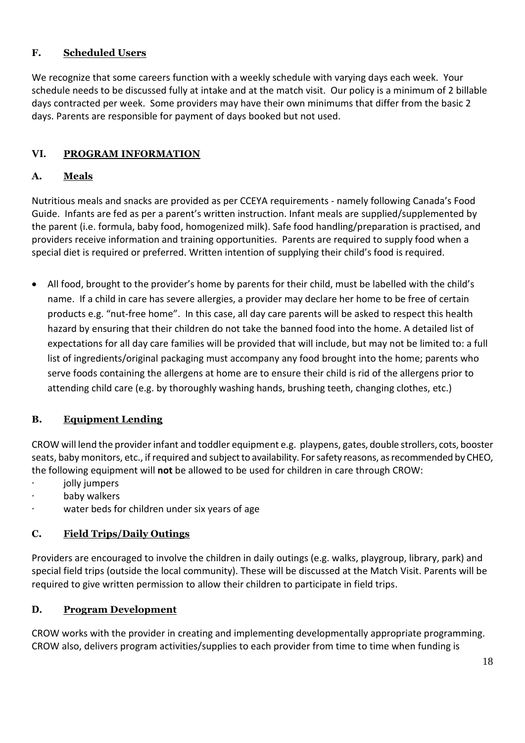### F. Scheduled Users

We recognize that some careers function with a weekly schedule with varying days each week. Your schedule needs to be discussed fully at intake and at the match visit. Our policy is a minimum of 2 billable days contracted per week. Some providers may have their own minimums that differ from the basic 2 days. Parents are responsible for payment of days booked but not used.

## VI. PROGRAM INFORMATION

### A. Meals

Nutritious meals and snacks are provided as per CCEYA requirements - namely following Canada's Food Guide. Infants are fed as per a parent's written instruction. Infant meals are supplied/supplemented by the parent (i.e. formula, baby food, homogenized milk). Safe food handling/preparation is practised, and providers receive information and training opportunities. Parents are required to supply food when a special diet is required or preferred. Written intention of supplying their child's food is required.

- All food, brought to the provider's home by parents for their child, must be labelled with the child's name. If a child in care has severe allergies, a provider may declare her home to be free of certain products e.g. "nut-free home". In this case, all day care parents will be asked to respect this health hazard by ensuring that their children do not take the banned food into the home. A detailed list of expectations for all day care families will be provided that will include, but may not be limited to: a full list of ingredients/original packaging must accompany any food brought into the home; parents who serve foods containing the allergens at home are to ensure their child is rid of the allergens prior to attending child care (e.g. by thoroughly washing hands, brushing teeth, changing clothes, etc.)

### B. Equipment Lending

CROW will lend the provider infant and toddler equipment e.g. playpens, gates, double strollers, cots, booster seats, baby monitors, etc., if required and subject to availability. For safety reasons, as recommended by CHEO, the following equipment will **not** be allowed to be used for children in care through CROW:

- jolly jumpers
- baby walkers
- water beds for children under six years of age

### C. Field Trips/Daily Outings

Providers are encouraged to involve the children in daily outings (e.g. walks, playgroup, library, park) and special field trips (outside the local community). These will be discussed at the Match Visit. Parents will be required to give written permission to allow their children to participate in field trips.

### D. Program Development

CROW works with the provider in creating and implementing developmentally appropriate programming. CROW also, delivers program activities/supplies to each provider from time to time when funding is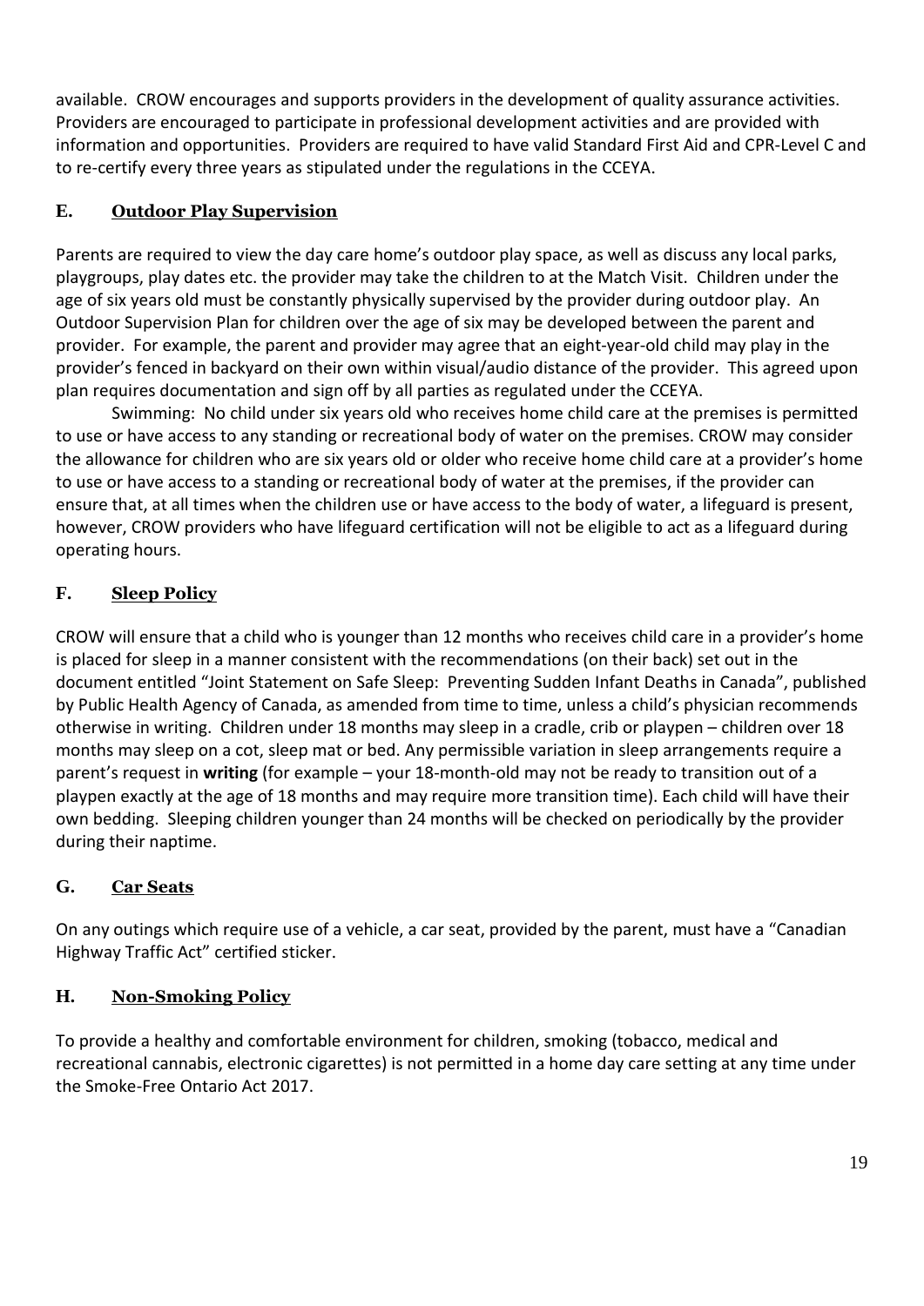available. CROW encourages and supports providers in the development of quality assurance activities. Providers are encouraged to participate in professional development activities and are provided with information and opportunities. Providers are required to have valid Standard First Aid and CPR-Level C and to re-certify every three years as stipulated under the regulations in the CCEYA.

## E. Outdoor Play Supervision

Parents are required to view the day care home's outdoor play space, as well as discuss any local parks, playgroups, play dates etc. the provider may take the children to at the Match Visit. Children under the age of six years old must be constantly physically supervised by the provider during outdoor play. An Outdoor Supervision Plan for children over the age of six may be developed between the parent and provider. For example, the parent and provider may agree that an eight-year-old child may play in the provider's fenced in backyard on their own within visual/audio distance of the provider. This agreed upon plan requires documentation and sign off by all parties as regulated under the CCEYA.

Swimming: No child under six years old who receives home child care at the premises is permitted to use or have access to any standing or recreational body of water on the premises. CROW may consider the allowance for children who are six years old or older who receive home child care at a provider's home to use or have access to a standing or recreational body of water at the premises, if the provider can ensure that, at all times when the children use or have access to the body of water, a lifeguard is present, however, CROW providers who have lifeguard certification will not be eligible to act as a lifeguard during operating hours.

## F. Sleep Policy

CROW will ensure that a child who is younger than 12 months who receives child care in a provider's home is placed for sleep in a manner consistent with the recommendations (on their back) set out in the document entitled "Joint Statement on Safe Sleep: Preventing Sudden Infant Deaths in Canada", published by Public Health Agency of Canada, as amended from time to time, unless a child's physician recommends otherwise in writing. Children under 18 months may sleep in a cradle, crib or playpen – children over 18 months may sleep on a cot, sleep mat or bed. Any permissible variation in sleep arrangements require a parent's request in **writing** (for example – your 18-month-old may not be ready to transition out of a playpen exactly at the age of 18 months and may require more transition time). Each child will have their own bedding. Sleeping children younger than 24 months will be checked on periodically by the provider during their naptime.

## G. Car Seats

On any outings which require use of a vehicle, a car seat, provided by the parent, must have a "Canadian Highway Traffic Act" certified sticker.

## H. Non-Smoking Policy

To provide a healthy and comfortable environment for children, smoking (tobacco, medical and recreational cannabis, electronic cigarettes) is not permitted in a home day care setting at any time under the Smoke-Free Ontario Act 2017.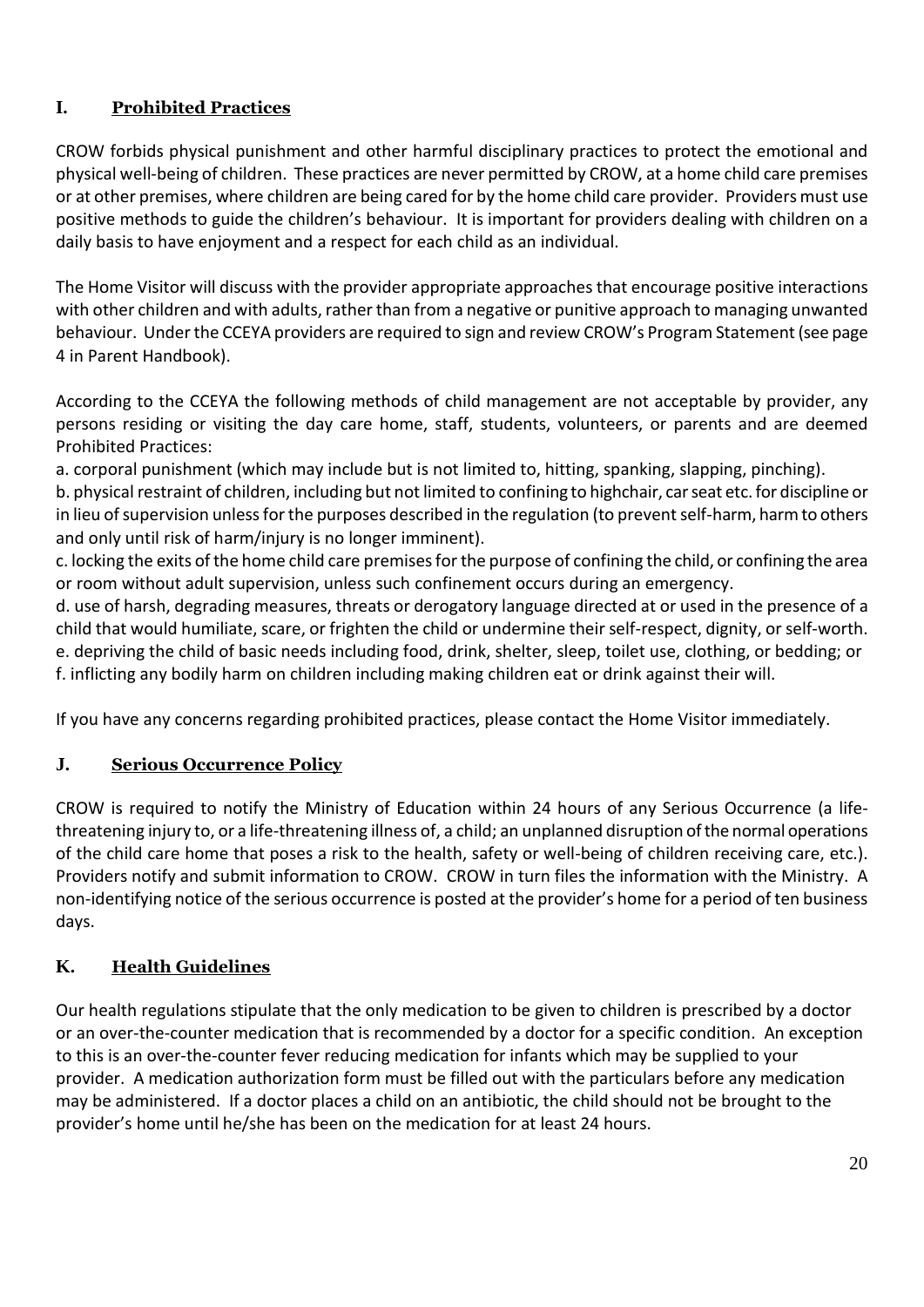## I. Prohibited Practices

CROW forbids physical punishment and other harmful disciplinary practices to protect the emotional and physical well-being of children. These practices are never permitted by CROW, at a home child care premises or at other premises, where children are being cared for by the home child care provider. Providers must use positive methods to guide the children's behaviour. It is important for providers dealing with children on a daily basis to have enjoyment and a respect for each child as an individual.

The Home Visitor will discuss with the provider appropriate approaches that encourage positive interactions with other children and with adults, rather than from a negative or punitive approach to managing unwanted behaviour. Under the CCEYA providers are required to sign and review CROW's Program Statement (see page 4 in Parent Handbook).

According to the CCEYA the following methods of child management are not acceptable by provider, any persons residing or visiting the day care home, staff, students, volunteers, or parents and are deemed Prohibited Practices:

a. corporal punishment (which may include but is not limited to, hitting, spanking, slapping, pinching).
b. physical restraint of children, including but not limited to confining to highchair, car seat etc. for discipline or in lieu of supervision unless for the purposes described in the regulation (to prevent self-harm, harm to others and only until risk of harm/injury is no longer imminent).
c. locking the exits of the home child care premises for the purpose of confining the child, or confining the area or room without adult supervision, unless such confinement occurs during an emergency.
d. use of harsh, degrading measures, threats or derogatory language directed at or used in the presence of a child that would humiliate, scare, or frighten the child or undermine their self-respect, dignity, or self-worth.
e. depriving the child of basic needs including food, drink, shelter, sleep, toilet use, clothing, or bedding; or
f. inflicting any bodily harm on children including making children eat or drink against their will.

If you have any concerns regarding prohibited practices, please contact the Home Visitor immediately.

## J. Serious Occurrence Policy

CROW is required to notify the Ministry of Education within 24 hours of any Serious Occurrence (a life-threatening injury to, or a life-threatening illness of, a child; an unplanned disruption of the normal operations of the child care home that poses a risk to the health, safety or well-being of children receiving care, etc.). Providers notify and submit information to CROW. CROW in turn files the information with the Ministry. A non-identifying notice of the serious occurrence is posted at the provider's home for a period of ten business days.

## K. Health Guidelines

Our health regulations stipulate that the only medication to be given to children is prescribed by a doctor or an over-the-counter medication that is recommended by a doctor for a specific condition. An exception to this is an over-the-counter fever reducing medication for infants which may be supplied to your provider. A medication authorization form must be filled out with the particulars before any medication may be administered. If a doctor places a child on an antibiotic, the child should not be brought to the provider's home until he/she has been on the medication for at least 24 hours.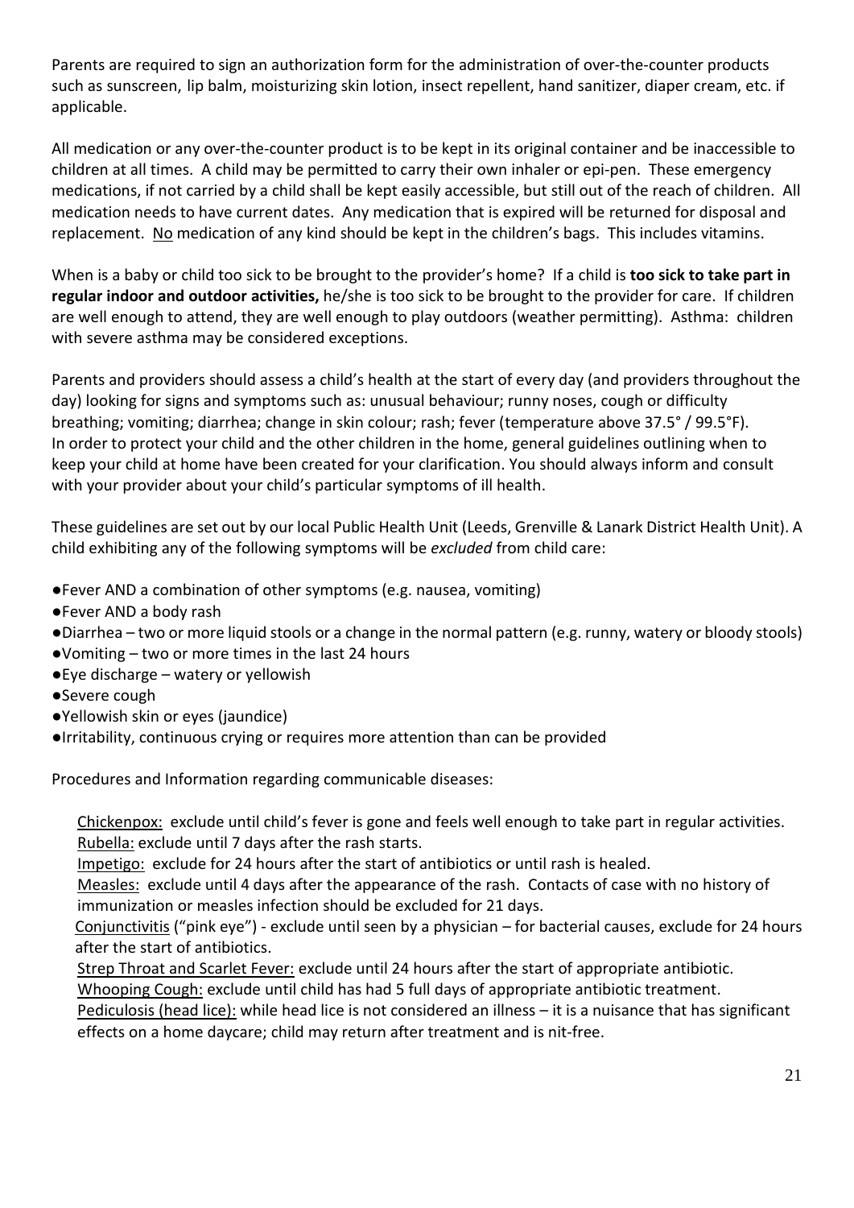Parents are required to sign an authorization form for the administration of over-the-counter products such as sunscreen, lip balm, moisturizing skin lotion, insect repellent, hand sanitizer, diaper cream, etc. if applicable.

All medication or any over-the-counter product is to be kept in its original container and be inaccessible to children at all times. A child may be permitted to carry their own inhaler or epi-pen. These emergency medications, if not carried by a child shall be kept easily accessible, but still out of the reach of children. All medication needs to have current dates. Any medication that is expired will be returned for disposal and replacement. No medication of any kind should be kept in the children's bags. This includes vitamins.

When is a baby or child too sick to be brought to the provider's home? If a child is **too sick to take part in regular indoor and outdoor activities,** he/she is too sick to be brought to the provider for care. If children are well enough to attend, they are well enough to play outdoors (weather permitting). Asthma: children with severe asthma may be considered exceptions.

Parents and providers should assess a child's health at the start of every day (and providers throughout the day) looking for signs and symptoms such as: unusual behaviour; runny noses, cough or difficulty breathing; vomiting; diarrhea; change in skin colour; rash; fever (temperature above 37.5° / 99.5°F). In order to protect your child and the other children in the home, general guidelines outlining when to keep your child at home have been created for your clarification. You should always inform and consult with your provider about your child's particular symptoms of ill health.

These guidelines are set out by our local Public Health Unit (Leeds, Grenville & Lanark District Health Unit). A child exhibiting any of the following symptoms will be *excluded* from child care:

- Fever AND a combination of other symptoms (e.g. nausea, vomiting)
- Fever AND a body rash
- Diarrhea – two or more liquid stools or a change in the normal pattern (e.g. runny, watery or bloody stools)
- Vomiting – two or more times in the last 24 hours
- Eye discharge – watery or yellowish
- Severe cough
- Yellowish skin or eyes (jaundice)
- Irritability, continuous crying or requires more attention than can be provided

Procedures and Information regarding communicable diseases:

Chickenpox: exclude until child's fever is gone and feels well enough to take part in regular activities.
Rubella: exclude until 7 days after the rash starts.
Impetigo: exclude for 24 hours after the start of antibiotics or until rash is healed.
Measles: exclude until 4 days after the appearance of the rash. Contacts of case with no history of immunization or measles infection should be excluded for 21 days.
Conjunctivitis ("pink eye") - exclude until seen by a physician – for bacterial causes, exclude for 24 hours after the start of antibiotics.
Strep Throat and Scarlet Fever: exclude until 24 hours after the start of appropriate antibiotic.
Whooping Cough: exclude until child has had 5 full days of appropriate antibiotic treatment.
Pediculosis (head lice): while head lice is not considered an illness – it is a nuisance that has significant effects on a home daycare; child may return after treatment and is nit-free.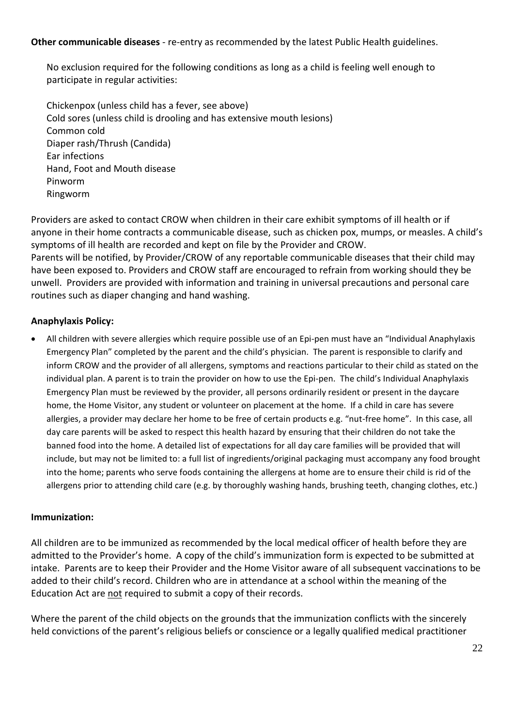**Other communicable diseases** - re-entry as recommended by the latest Public Health guidelines.

No exclusion required for the following conditions as long as a child is feeling well enough to participate in regular activities:

Chickenpox (unless child has a fever, see above)
Cold sores (unless child is drooling and has extensive mouth lesions)
Common cold
Diaper rash/Thrush (Candida)
Ear infections
Hand, Foot and Mouth disease
Pinworm
Ringworm

Providers are asked to contact CROW when children in their care exhibit symptoms of ill health or if anyone in their home contracts a communicable disease, such as chicken pox, mumps, or measles. A child's symptoms of ill health are recorded and kept on file by the Provider and CROW.
Parents will be notified, by Provider/CROW of any reportable communicable diseases that their child may have been exposed to. Providers and CROW staff are encouraged to refrain from working should they be unwell. Providers are provided with information and training in universal precautions and personal care routines such as diaper changing and hand washing.

**Anaphylaxis Policy:**

- All children with severe allergies which require possible use of an Epi-pen must have an "Individual Anaphylaxis Emergency Plan" completed by the parent and the child's physician. The parent is responsible to clarify and inform CROW and the provider of all allergens, symptoms and reactions particular to their child as stated on the individual plan. A parent is to train the provider on how to use the Epi-pen. The child's Individual Anaphylaxis Emergency Plan must be reviewed by the provider, all persons ordinarily resident or present in the daycare home, the Home Visitor, any student or volunteer on placement at the home. If a child in care has severe allergies, a provider may declare her home to be free of certain products e.g. "nut-free home". In this case, all day care parents will be asked to respect this health hazard by ensuring that their children do not take the banned food into the home. A detailed list of expectations for all day care families will be provided that will include, but may not be limited to: a full list of ingredients/original packaging must accompany any food brought into the home; parents who serve foods containing the allergens at home are to ensure their child is rid of the allergens prior to attending child care (e.g. by thoroughly washing hands, brushing teeth, changing clothes, etc.)

**Immunization:**

All children are to be immunized as recommended by the local medical officer of health before they are admitted to the Provider's home. A copy of the child's immunization form is expected to be submitted at intake. Parents are to keep their Provider and the Home Visitor aware of all subsequent vaccinations to be added to their child's record. Children who are in attendance at a school within the meaning of the Education Act are not required to submit a copy of their records.

Where the parent of the child objects on the grounds that the immunization conflicts with the sincerely held convictions of the parent's religious beliefs or conscience or a legally qualified medical practitioner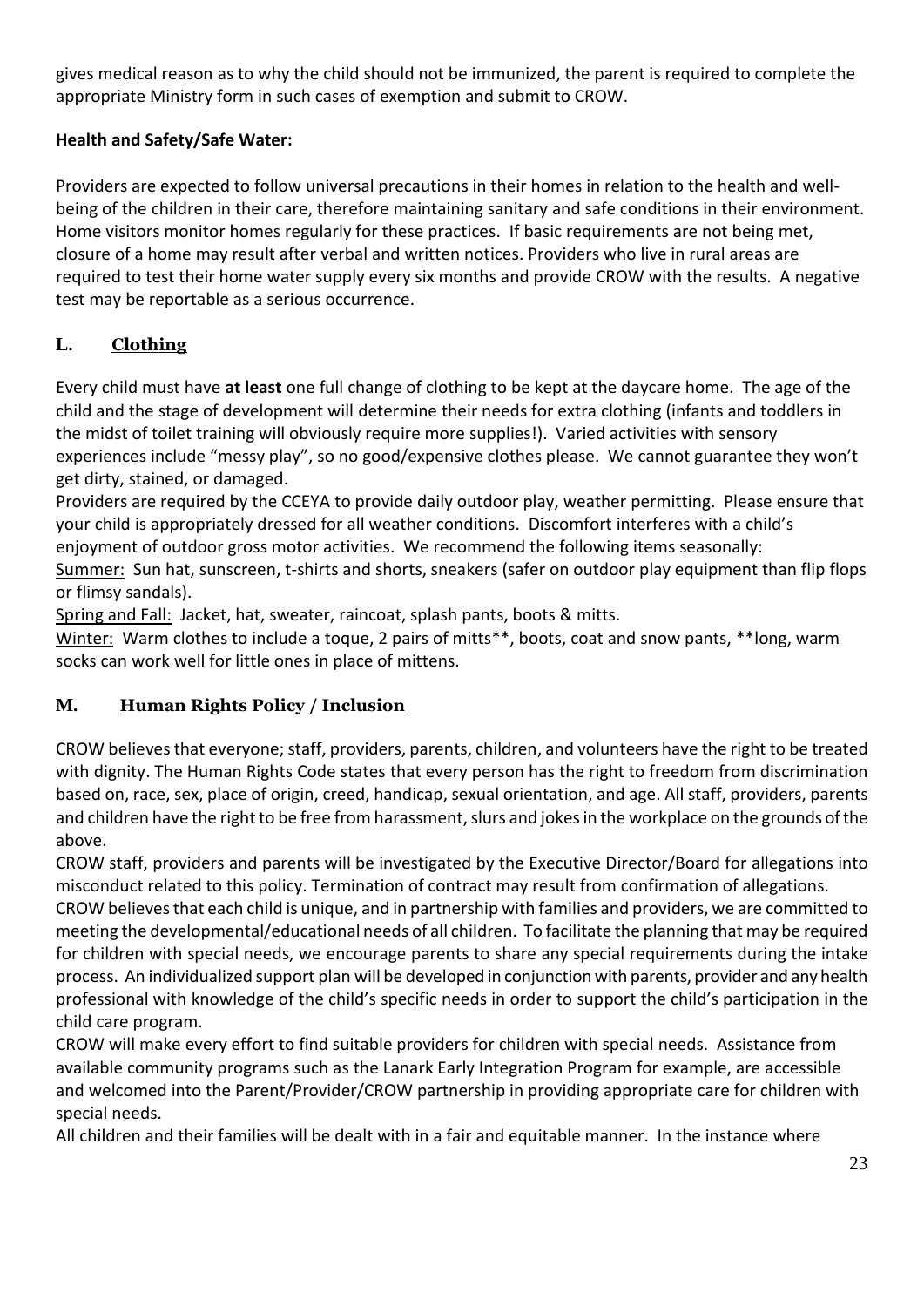gives medical reason as to why the child should not be immunized, the parent is required to complete the appropriate Ministry form in such cases of exemption and submit to CROW.

**Health and Safety/Safe Water:**

Providers are expected to follow universal precautions in their homes in relation to the health and well-being of the children in their care, therefore maintaining sanitary and safe conditions in their environment. Home visitors monitor homes regularly for these practices. If basic requirements are not being met, closure of a home may result after verbal and written notices. Providers who live in rural areas are required to test their home water supply every six months and provide CROW with the results. A negative test may be reportable as a serious occurrence.

## L. Clothing

Every child must have **at least** one full change of clothing to be kept at the daycare home. The age of the child and the stage of development will determine their needs for extra clothing (infants and toddlers in the midst of toilet training will obviously require more supplies!). Varied activities with sensory experiences include "messy play", so no good/expensive clothes please. We cannot guarantee they won't get dirty, stained, or damaged.

Providers are required by the CCEYA to provide daily outdoor play, weather permitting. Please ensure that your child is appropriately dressed for all weather conditions. Discomfort interferes with a child's enjoyment of outdoor gross motor activities. We recommend the following items seasonally:

Summer: Sun hat, sunscreen, t-shirts and shorts, sneakers (safer on outdoor play equipment than flip flops or flimsy sandals).

Spring and Fall: Jacket, hat, sweater, raincoat, splash pants, boots & mitts.

Winter: Warm clothes to include a toque, 2 pairs of mitts**, boots, coat and snow pants, **long, warm socks can work well for little ones in place of mittens.

## M. Human Rights Policy / Inclusion

CROW believes that everyone; staff, providers, parents, children, and volunteers have the right to be treated with dignity. The Human Rights Code states that every person has the right to freedom from discrimination based on, race, sex, place of origin, creed, handicap, sexual orientation, and age. All staff, providers, parents and children have the right to be free from harassment, slurs and jokes in the workplace on the grounds of the above.

CROW staff, providers and parents will be investigated by the Executive Director/Board for allegations into misconduct related to this policy. Termination of contract may result from confirmation of allegations.

CROW believes that each child is unique, and in partnership with families and providers, we are committed to meeting the developmental/educational needs of all children. To facilitate the planning that may be required for children with special needs, we encourage parents to share any special requirements during the intake process. An individualized support plan will be developed in conjunction with parents, provider and any health professional with knowledge of the child's specific needs in order to support the child's participation in the child care program.

CROW will make every effort to find suitable providers for children with special needs. Assistance from available community programs such as the Lanark Early Integration Program for example, are accessible and welcomed into the Parent/Provider/CROW partnership in providing appropriate care for children with special needs.

All children and their families will be dealt with in a fair and equitable manner. In the instance where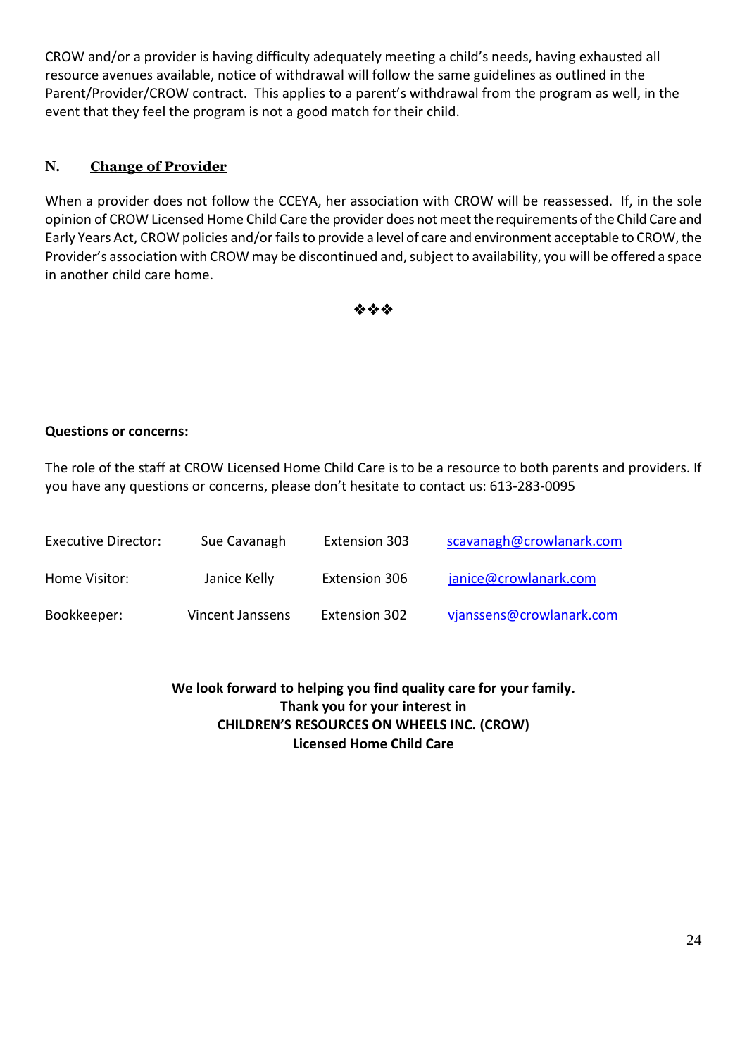CROW and/or a provider is having difficulty adequately meeting a child's needs, having exhausted all resource avenues available, notice of withdrawal will follow the same guidelines as outlined in the Parent/Provider/CROW contract. This applies to a parent's withdrawal from the program as well, in the event that they feel the program is not a good match for their child.

## N. Change of Provider

When a provider does not follow the CCEYA, her association with CROW will be reassessed. If, in the sole opinion of CROW Licensed Home Child Care the provider does not meet the requirements of the Child Care and Early Years Act, CROW policies and/or fails to provide a level of care and environment acceptable to CROW, the Provider's association with CROW may be discontinued and, subject to availability, you will be offered a space in another child care home.

❖❖❖

**Questions or concerns:**

The role of the staff at CROW Licensed Home Child Care is to be a resource to both parents and providers. If you have any questions or concerns, please don't hesitate to contact us: 613-283-0095

| | | | |
|---|---|---|---|
| Executive Director: | Sue Cavanagh | Extension 303 | scavanagh@crowlanark.com |
| Home Visitor: | Janice Kelly | Extension 306 | janice@crowlanark.com |
| Bookkeeper: | Vincent Janssens | Extension 302 | vjanssens@crowlanark.com |

**We look forward to helping you find quality care for your family.**
**Thank you for your interest in**
**CHILDREN'S RESOURCES ON WHEELS INC. (CROW)**
**Licensed Home Child Care**